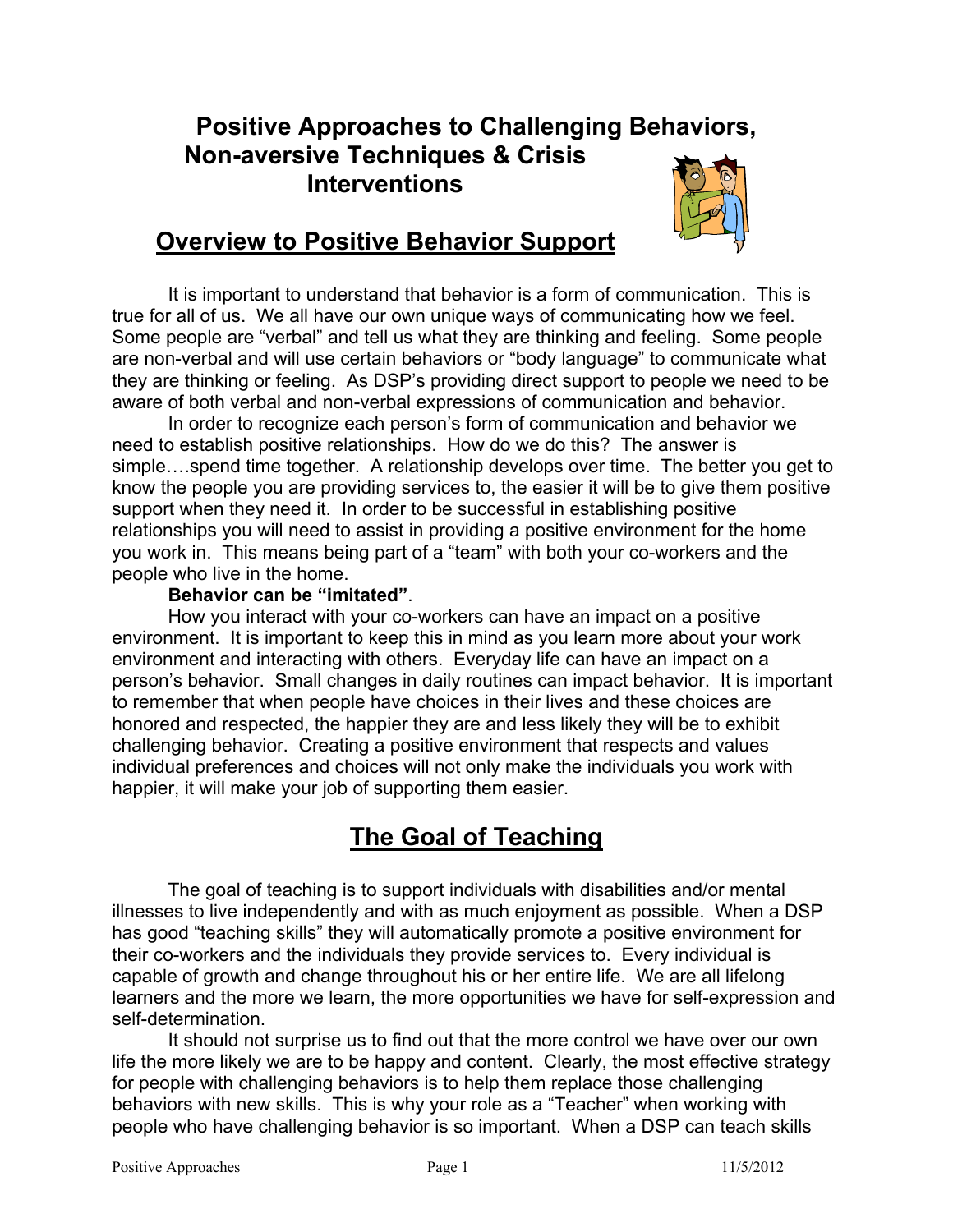# Positive Approaches to Challenging Behaviors, Non-aversive Techniques & Crisis Interventions

## Overview to Positive Behavior Support

It is important to understand that behavior is a form of communication. This is true for all of us. We all have our own unique ways of communicating how we feel. Some people are "verbal" and tell us what they are thinking and feeling. Some people are non-verbal and will use certain behaviors or "body language" to communicate what they are thinking or feeling. As DSP's providing direct support to people we need to be aware of both verbal and non-verbal expressions of communication and behavior.

In order to recognize each person's form of communication and behavior we need to establish positive relationships. How do we do this? The answer is simple….spend time together. A relationship develops over time. The better you get to know the people you are providing services to, the easier it will be to give them positive support when they need it. In order to be successful in establishing positive relationships you will need to assist in providing a positive environment for the home you work in. This means being part of a "team" with both your co-workers and the people who live in the home.

**Behavior can be "imitated"**.

How you interact with your co-workers can have an impact on a positive environment. It is important to keep this in mind as you learn more about your work environment and interacting with others. Everyday life can have an impact on a person's behavior. Small changes in daily routines can impact behavior. It is important to remember that when people have choices in their lives and these choices are honored and respected, the happier they are and less likely they will be to exhibit challenging behavior. Creating a positive environment that respects and values individual preferences and choices will not only make the individuals you work with happier, it will make your job of supporting them easier.

## The Goal of Teaching

The goal of teaching is to support individuals with disabilities and/or mental illnesses to live independently and with as much enjoyment as possible. When a DSP has good "teaching skills" they will automatically promote a positive environment for their co-workers and the individuals they provide services to. Every individual is capable of growth and change throughout his or her entire life. We are all lifelong learners and the more we learn, the more opportunities we have for self-expression and self-determination.

It should not surprise us to find out that the more control we have over our own life the more likely we are to be happy and content. Clearly, the most effective strategy for people with challenging behaviors is to help them replace those challenging behaviors with new skills. This is why your role as a "Teacher" when working with people who have challenging behavior is so important. When a DSP can teach skills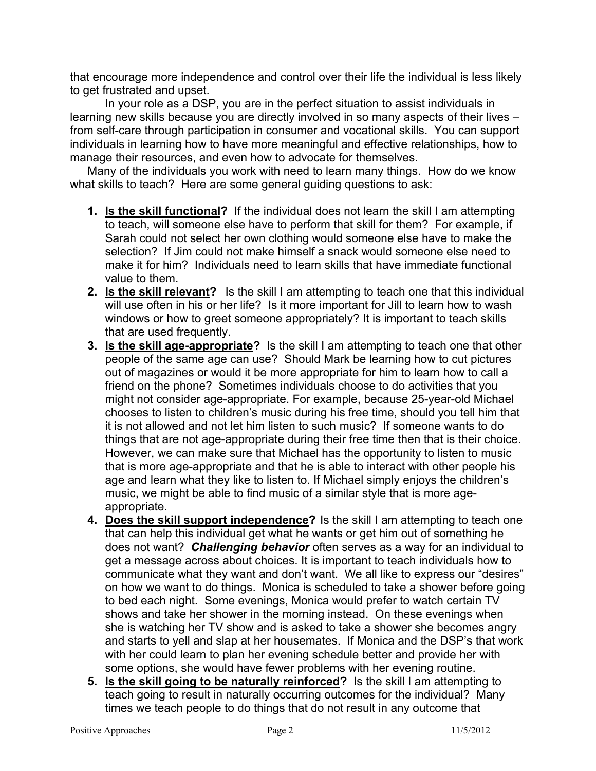that encourage more independence and control over their life the individual is less likely to get frustrated and upset.

In your role as a DSP, you are in the perfect situation to assist individuals in learning new skills because you are directly involved in so many aspects of their lives – from self-care through participation in consumer and vocational skills. You can support individuals in learning how to have more meaningful and effective relationships, how to manage their resources, and even how to advocate for themselves.

Many of the individuals you work with need to learn many things. How do we know what skills to teach? Here are some general guiding questions to ask:

1. **<u>Is the skill functional</u>?** If the individual does not learn the skill I am attempting to teach, will someone else have to perform that skill for them? For example, if Sarah could not select her own clothing would someone else have to make the selection? If Jim could not make himself a snack would someone else need to make it for him? Individuals need to learn skills that have immediate functional value to them.
2. **<u>Is the skill relevant</u>?** Is the skill I am attempting to teach one that this individual will use often in his or her life? Is it more important for Jill to learn how to wash windows or how to greet someone appropriately? It is important to teach skills that are used frequently.
3. **<u>Is the skill age-appropriate</u>?** Is the skill I am attempting to teach one that other people of the same age can use? Should Mark be learning how to cut pictures out of magazines or would it be more appropriate for him to learn how to call a friend on the phone? Sometimes individuals choose to do activities that you might not consider age-appropriate. For example, because 25-year-old Michael chooses to listen to children's music during his free time, should you tell him that it is not allowed and not let him listen to such music? If someone wants to do things that are not age-appropriate during their free time then that is their choice. However, we can make sure that Michael has the opportunity to listen to music that is more age-appropriate and that he is able to interact with other people his age and learn what they like to listen to. If Michael simply enjoys the children's music, we might be able to find music of a similar style that is more age-appropriate.
4. **<u>Does the skill support independence</u>?** Is the skill I am attempting to teach one that can help this individual get what he wants or get him out of something he does not want? ***Challenging behavior*** often serves as a way for an individual to get a message across about choices. It is important to teach individuals how to communicate what they want and don't want. We all like to express our "desires" on how we want to do things. Monica is scheduled to take a shower before going to bed each night. Some evenings, Monica would prefer to watch certain TV shows and take her shower in the morning instead. On these evenings when she is watching her TV show and is asked to take a shower she becomes angry and starts to yell and slap at her housemates. If Monica and the DSP's that work with her could learn to plan her evening schedule better and provide her with some options, she would have fewer problems with her evening routine.
5. **<u>Is the skill going to be naturally reinforced</u>?** Is the skill I am attempting to teach going to result in naturally occurring outcomes for the individual? Many times we teach people to do things that do not result in any outcome that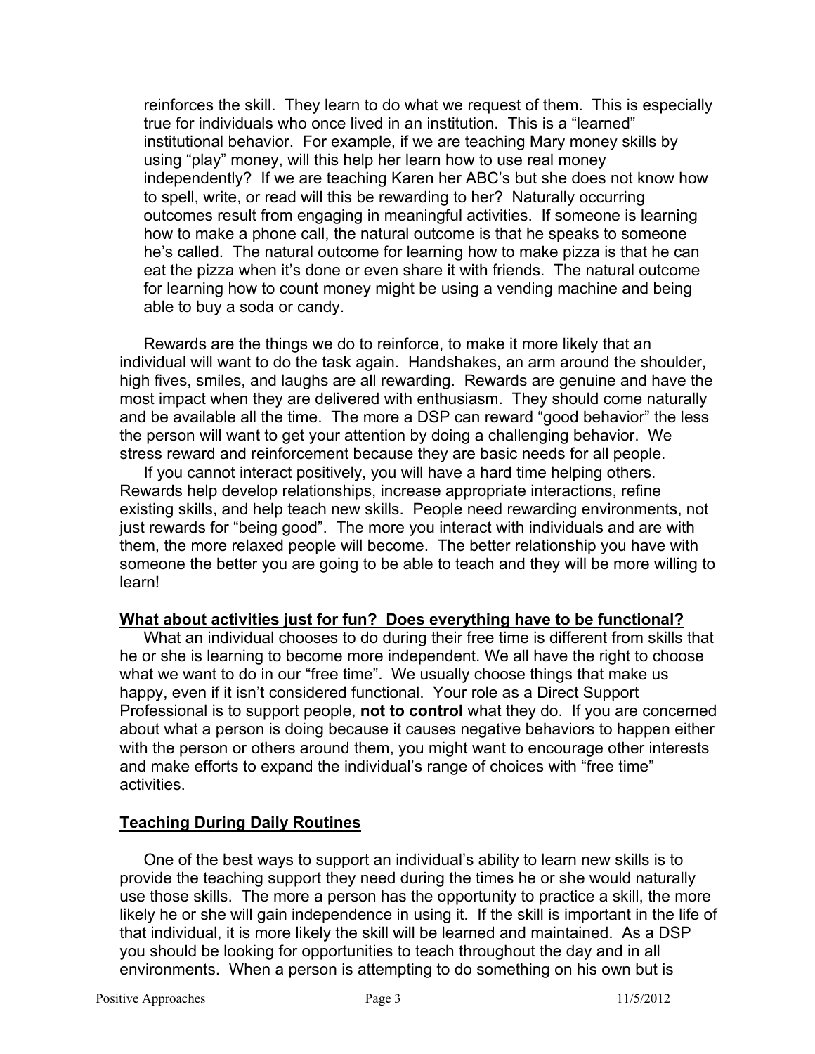reinforces the skill. They learn to do what we request of them. This is especially true for individuals who once lived in an institution. This is a "learned" institutional behavior. For example, if we are teaching Mary money skills by using "play" money, will this help her learn how to use real money independently? If we are teaching Karen her ABC's but she does not know how to spell, write, or read will this be rewarding to her? Naturally occurring outcomes result from engaging in meaningful activities. If someone is learning how to make a phone call, the natural outcome is that he speaks to someone he's called. The natural outcome for learning how to make pizza is that he can eat the pizza when it's done or even share it with friends. The natural outcome for learning how to count money might be using a vending machine and being able to buy a soda or candy.

Rewards are the things we do to reinforce, to make it more likely that an individual will want to do the task again. Handshakes, an arm around the shoulder, high fives, smiles, and laughs are all rewarding. Rewards are genuine and have the most impact when they are delivered with enthusiasm. They should come naturally and be available all the time. The more a DSP can reward "good behavior" the less the person will want to get your attention by doing a challenging behavior. We stress reward and reinforcement because they are basic needs for all people.

If you cannot interact positively, you will have a hard time helping others. Rewards help develop relationships, increase appropriate interactions, refine existing skills, and help teach new skills. People need rewarding environments, not just rewards for "being good". The more you interact with individuals and are with them, the more relaxed people will become. The better relationship you have with someone the better you are going to be able to teach and they will be more willing to learn!

**<u>What about activities just for fun? Does everything have to be functional?</u>**

What an individual chooses to do during their free time is different from skills that he or she is learning to become more independent. We all have the right to choose what we want to do in our "free time". We usually choose things that make us happy, even if it isn't considered functional. Your role as a Direct Support Professional is to support people, **not to control** what they do. If you are concerned about what a person is doing because it causes negative behaviors to happen either with the person or others around them, you might want to encourage other interests and make efforts to expand the individual's range of choices with "free time" activities.

**<u>Teaching During Daily Routines</u>**

One of the best ways to support an individual's ability to learn new skills is to provide the teaching support they need during the times he or she would naturally use those skills. The more a person has the opportunity to practice a skill, the more likely he or she will gain independence in using it. If the skill is important in the life of that individual, it is more likely the skill will be learned and maintained. As a DSP you should be looking for opportunities to teach throughout the day and in all environments. When a person is attempting to do something on his own but is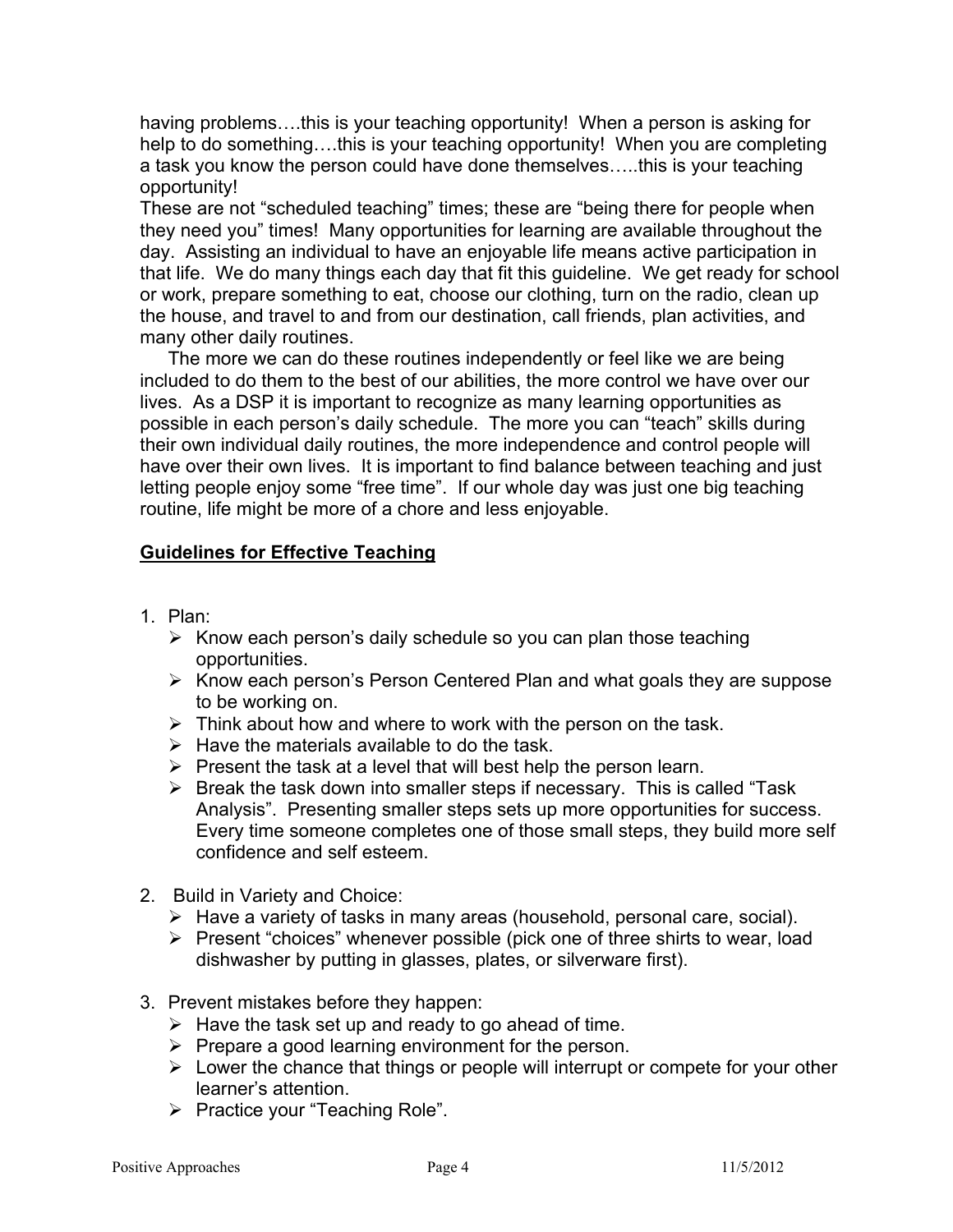having problems….this is your teaching opportunity! When a person is asking for help to do something….this is your teaching opportunity! When you are completing a task you know the person could have done themselves…..this is your teaching opportunity!

These are not "scheduled teaching" times; these are "being there for people when they need you" times! Many opportunities for learning are available throughout the day. Assisting an individual to have an enjoyable life means active participation in that life. We do many things each day that fit this guideline. We get ready for school or work, prepare something to eat, choose our clothing, turn on the radio, clean up the house, and travel to and from our destination, call friends, plan activities, and many other daily routines.

The more we can do these routines independently or feel like we are being included to do them to the best of our abilities, the more control we have over our lives. As a DSP it is important to recognize as many learning opportunities as possible in each person's daily schedule. The more you can "teach" skills during their own individual daily routines, the more independence and control people will have over their own lives. It is important to find balance between teaching and just letting people enjoy some "free time". If our whole day was just one big teaching routine, life might be more of a chore and less enjoyable.

**<u>Guidelines for Effective Teaching</u>**

1. Plan:
   - Know each person's daily schedule so you can plan those teaching opportunities.
   - Know each person's Person Centered Plan and what goals they are suppose to be working on.
   - Think about how and where to work with the person on the task.
   - Have the materials available to do the task.
   - Present the task at a level that will best help the person learn.
   - Break the task down into smaller steps if necessary. This is called "Task Analysis". Presenting smaller steps sets up more opportunities for success. Every time someone completes one of those small steps, they build more self confidence and self esteem.

2. Build in Variety and Choice:
   - Have a variety of tasks in many areas (household, personal care, social).
   - Present "choices" whenever possible (pick one of three shirts to wear, load dishwasher by putting in glasses, plates, or silverware first).

3. Prevent mistakes before they happen:
   - Have the task set up and ready to go ahead of time.
   - Prepare a good learning environment for the person.
   - Lower the chance that things or people will interrupt or compete for your other learner's attention.
   - Practice your "Teaching Role".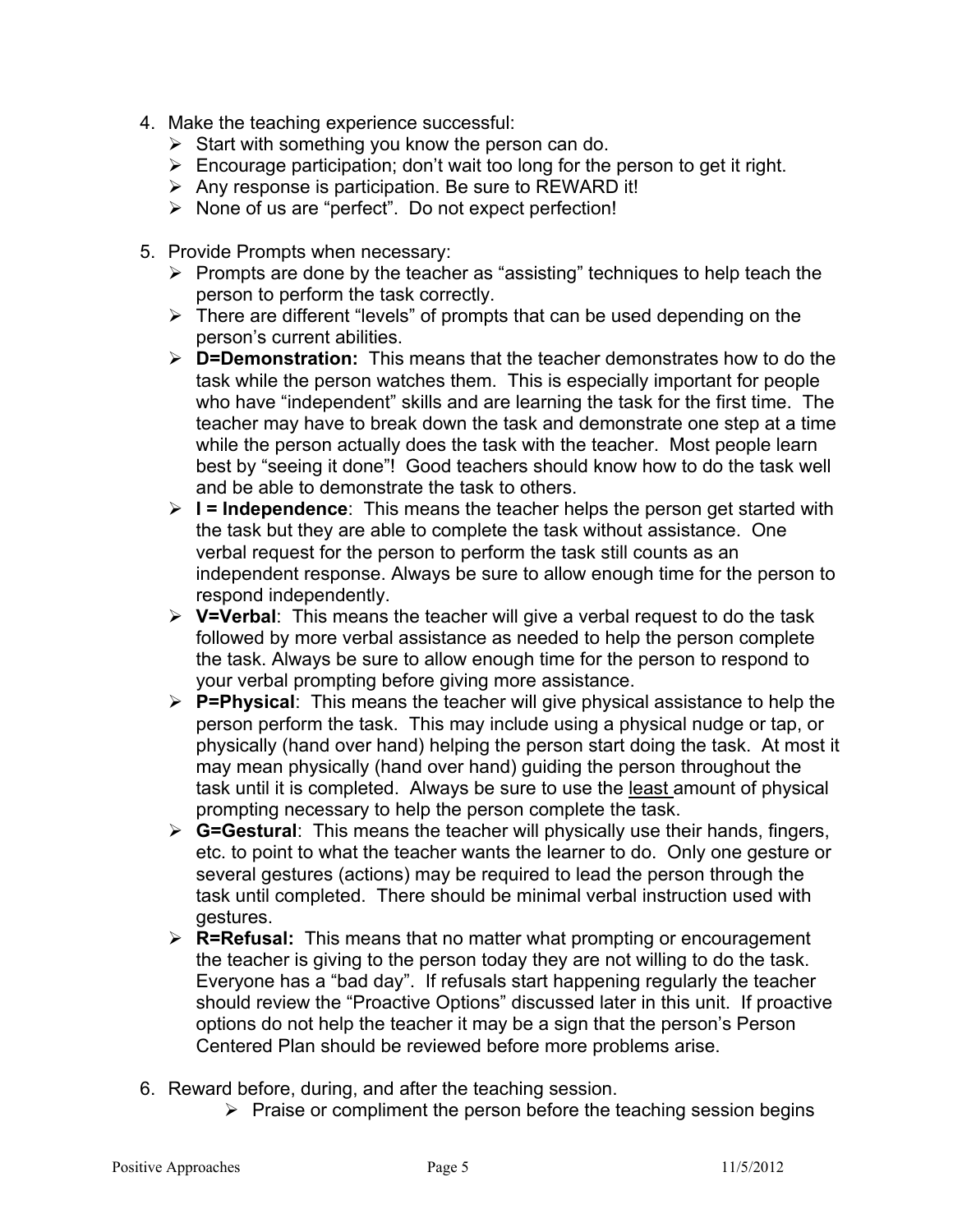4. Make the teaching experience successful:
   - Start with something you know the person can do.
   - Encourage participation; don't wait too long for the person to get it right.
   - Any response is participation. Be sure to REWARD it!
   - None of us are "perfect". Do not expect perfection!

5. Provide Prompts when necessary:
   - Prompts are done by the teacher as "assisting" techniques to help teach the person to perform the task correctly.
   - There are different "levels" of prompts that can be used depending on the person's current abilities.
   - **D=Demonstration:** This means that the teacher demonstrates how to do the task while the person watches them. This is especially important for people who have "independent" skills and are learning the task for the first time. The teacher may have to break down the task and demonstrate one step at a time while the person actually does the task with the teacher. Most people learn best by "seeing it done"! Good teachers should know how to do the task well and be able to demonstrate the task to others.
   - **I = Independence**: This means the teacher helps the person get started with the task but they are able to complete the task without assistance. One verbal request for the person to perform the task still counts as an independent response. Always be sure to allow enough time for the person to respond independently.
   - **V=Verbal**: This means the teacher will give a verbal request to do the task followed by more verbal assistance as needed to help the person complete the task. Always be sure to allow enough time for the person to respond to your verbal prompting before giving more assistance.
   - **P=Physical**: This means the teacher will give physical assistance to help the person perform the task. This may include using a physical nudge or tap, or physically (hand over hand) helping the person start doing the task. At most it may mean physically (hand over hand) guiding the person throughout the task until it is completed. Always be sure to use the <u>least</u> amount of physical prompting necessary to help the person complete the task.
   - **G=Gestural**: This means the teacher will physically use their hands, fingers, etc. to point to what the teacher wants the learner to do. Only one gesture or several gestures (actions) may be required to lead the person through the task until completed. There should be minimal verbal instruction used with gestures.
   - **R=Refusal:** This means that no matter what prompting or encouragement the teacher is giving to the person today they are not willing to do the task. Everyone has a "bad day". If refusals start happening regularly the teacher should review the "Proactive Options" discussed later in this unit. If proactive options do not help the teacher it may be a sign that the person's Person Centered Plan should be reviewed before more problems arise.

6. Reward before, during, and after the teaching session.
   - Praise or compliment the person before the teaching session begins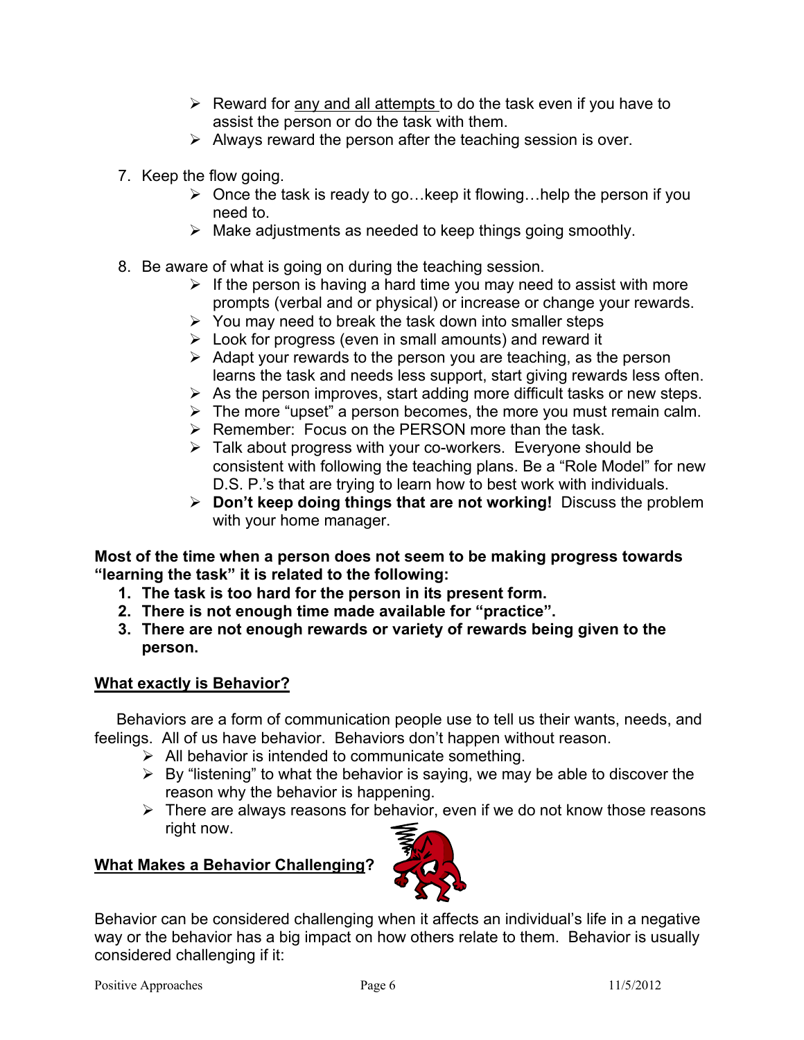- Reward for <u>any and all attempts</u> to do the task even if you have to assist the person or do the task with them.
- Always reward the person after the teaching session is over.

7. Keep the flow going.
    - Once the task is ready to go…keep it flowing…help the person if you need to.
    - Make adjustments as needed to keep things going smoothly.

8. Be aware of what is going on during the teaching session.
    - If the person is having a hard time you may need to assist with more prompts (verbal and or physical) or increase or change your rewards.
    - You may need to break the task down into smaller steps
    - Look for progress (even in small amounts) and reward it
    - Adapt your rewards to the person you are teaching, as the person learns the task and needs less support, start giving rewards less often.
    - As the person improves, start adding more difficult tasks or new steps.
    - The more "upset" a person becomes, the more you must remain calm.
    - Remember: Focus on the PERSON more than the task.
    - Talk about progress with your co-workers. Everyone should be consistent with following the teaching plans. Be a "Role Model" for new D.S. P.'s that are trying to learn how to best work with individuals.
    - **Don't keep doing things that are not working!** Discuss the problem with your home manager.

**Most of the time when a person does not seem to be making progress towards "learning the task" it is related to the following:**

1. **The task is too hard for the person in its present form.**
2. **There is not enough time made available for "practice".**
3. **There are not enough rewards or variety of rewards being given to the person.**

## <u>What exactly is Behavior?</u>

Behaviors are a form of communication people use to tell us their wants, needs, and feelings. All of us have behavior. Behaviors don't happen without reason.

- All behavior is intended to communicate something.
- By "listening" to what the behavior is saying, we may be able to discover the reason why the behavior is happening.
- There are always reasons for behavior, even if we do not know those reasons right now.

## <u>What Makes a Behavior Challenging</u>?

Behavior can be considered challenging when it affects an individual's life in a negative way or the behavior has a big impact on how others relate to them. Behavior is usually considered challenging if it: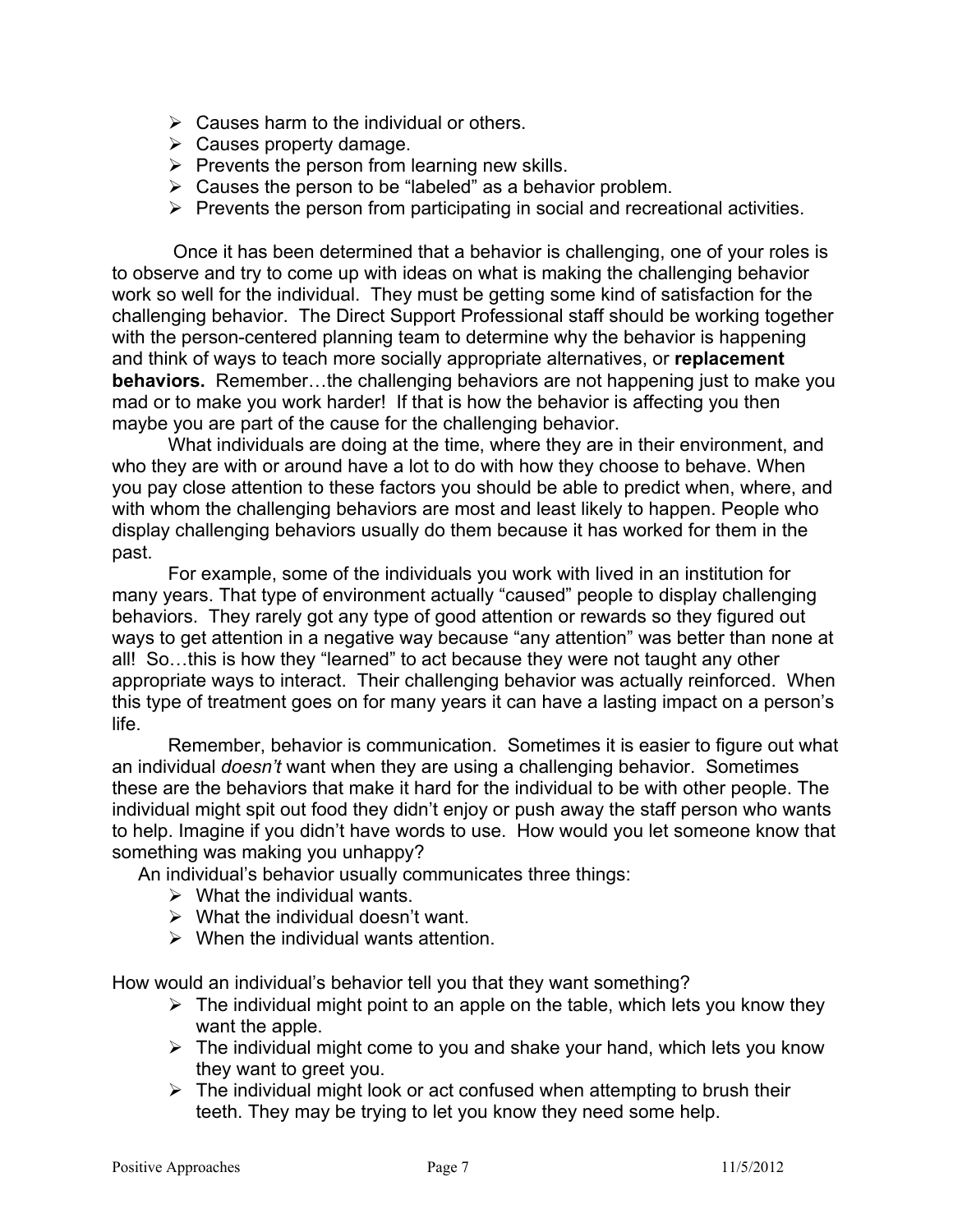- Causes harm to the individual or others.
- Causes property damage.
- Prevents the person from learning new skills.
- Causes the person to be "labeled" as a behavior problem.
- Prevents the person from participating in social and recreational activities.

Once it has been determined that a behavior is challenging, one of your roles is to observe and try to come up with ideas on what is making the challenging behavior work so well for the individual. They must be getting some kind of satisfaction for the challenging behavior. The Direct Support Professional staff should be working together with the person-centered planning team to determine why the behavior is happening and think of ways to teach more socially appropriate alternatives, or **replacement behaviors.** Remember…the challenging behaviors are not happening just to make you mad or to make you work harder! If that is how the behavior is affecting you then maybe you are part of the cause for the challenging behavior.

What individuals are doing at the time, where they are in their environment, and who they are with or around have a lot to do with how they choose to behave. When you pay close attention to these factors you should be able to predict when, where, and with whom the challenging behaviors are most and least likely to happen. People who display challenging behaviors usually do them because it has worked for them in the past.

For example, some of the individuals you work with lived in an institution for many years. That type of environment actually "caused" people to display challenging behaviors. They rarely got any type of good attention or rewards so they figured out ways to get attention in a negative way because "any attention" was better than none at all! So…this is how they "learned" to act because they were not taught any other appropriate ways to interact. Their challenging behavior was actually reinforced. When this type of treatment goes on for many years it can have a lasting impact on a person's life.

Remember, behavior is communication. Sometimes it is easier to figure out what an individual *doesn't* want when they are using a challenging behavior. Sometimes these are the behaviors that make it hard for the individual to be with other people. The individual might spit out food they didn't enjoy or push away the staff person who wants to help. Imagine if you didn't have words to use. How would you let someone know that something was making you unhappy?

An individual's behavior usually communicates three things:

- What the individual wants.
- What the individual doesn't want.
- When the individual wants attention.

How would an individual's behavior tell you that they want something?

- The individual might point to an apple on the table, which lets you know they want the apple.
- The individual might come to you and shake your hand, which lets you know they want to greet you.
- The individual might look or act confused when attempting to brush their teeth. They may be trying to let you know they need some help.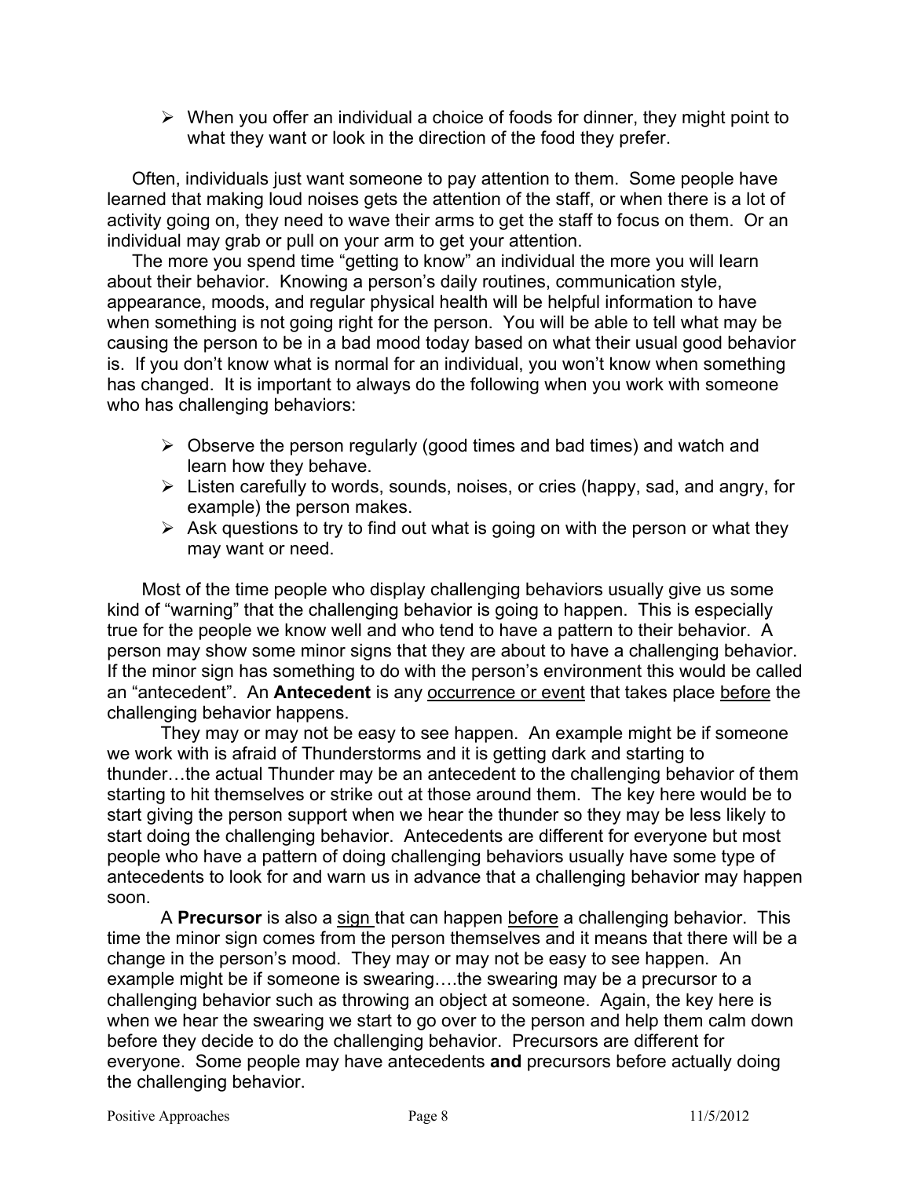- When you offer an individual a choice of foods for dinner, they might point to what they want or look in the direction of the food they prefer.

Often, individuals just want someone to pay attention to them. Some people have learned that making loud noises gets the attention of the staff, or when there is a lot of activity going on, they need to wave their arms to get the staff to focus on them. Or an individual may grab or pull on your arm to get your attention.

The more you spend time "getting to know" an individual the more you will learn about their behavior. Knowing a person's daily routines, communication style, appearance, moods, and regular physical health will be helpful information to have when something is not going right for the person. You will be able to tell what may be causing the person to be in a bad mood today based on what their usual good behavior is. If you don't know what is normal for an individual, you won't know when something has changed. It is important to always do the following when you work with someone who has challenging behaviors:

- Observe the person regularly (good times and bad times) and watch and learn how they behave.
- Listen carefully to words, sounds, noises, or cries (happy, sad, and angry, for example) the person makes.
- Ask questions to try to find out what is going on with the person or what they may want or need.

Most of the time people who display challenging behaviors usually give us some kind of "warning" that the challenging behavior is going to happen. This is especially true for the people we know well and who tend to have a pattern to their behavior. A person may show some minor signs that they are about to have a challenging behavior. If the minor sign has something to do with the person's environment this would be called an "antecedent". An **Antecedent** is any <u>occurrence or event</u> that takes place <u>before</u> the challenging behavior happens.

They may or may not be easy to see happen. An example might be if someone we work with is afraid of Thunderstorms and it is getting dark and starting to thunder…the actual Thunder may be an antecedent to the challenging behavior of them starting to hit themselves or strike out at those around them. The key here would be to start giving the person support when we hear the thunder so they may be less likely to start doing the challenging behavior. Antecedents are different for everyone but most people who have a pattern of doing challenging behaviors usually have some type of antecedents to look for and warn us in advance that a challenging behavior may happen soon.

A **Precursor** is also a <u>sign</u> that can happen <u>before</u> a challenging behavior. This time the minor sign comes from the person themselves and it means that there will be a change in the person's mood. They may or may not be easy to see happen. An example might be if someone is swearing….the swearing may be a precursor to a challenging behavior such as throwing an object at someone. Again, the key here is when we hear the swearing we start to go over to the person and help them calm down before they decide to do the challenging behavior. Precursors are different for everyone. Some people may have antecedents **and** precursors before actually doing the challenging behavior.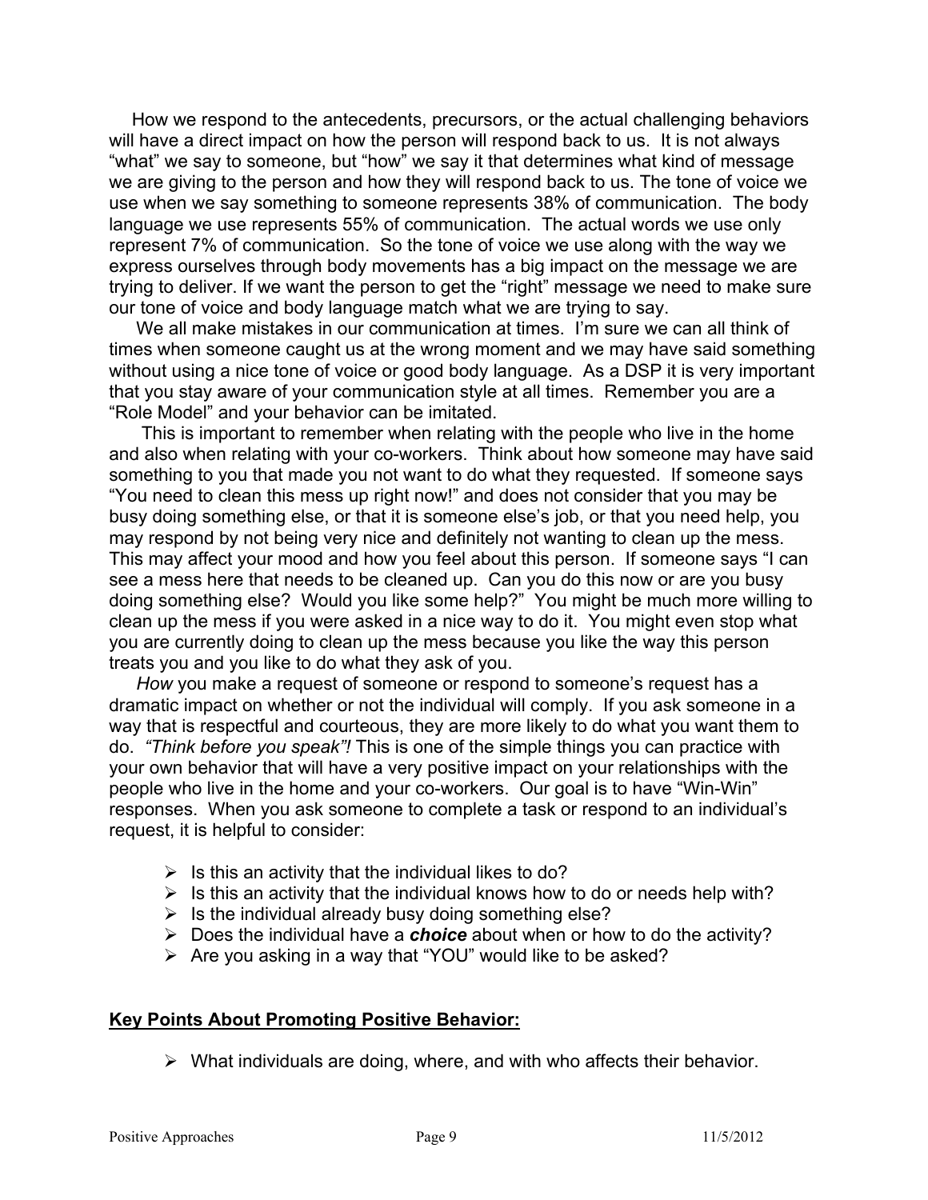How we respond to the antecedents, precursors, or the actual challenging behaviors will have a direct impact on how the person will respond back to us. It is not always "what" we say to someone, but "how" we say it that determines what kind of message we are giving to the person and how they will respond back to us. The tone of voice we use when we say something to someone represents 38% of communication. The body language we use represents 55% of communication. The actual words we use only represent 7% of communication. So the tone of voice we use along with the way we express ourselves through body movements has a big impact on the message we are trying to deliver. If we want the person to get the "right" message we need to make sure our tone of voice and body language match what we are trying to say.

We all make mistakes in our communication at times. I'm sure we can all think of times when someone caught us at the wrong moment and we may have said something without using a nice tone of voice or good body language. As a DSP it is very important that you stay aware of your communication style at all times. Remember you are a "Role Model" and your behavior can be imitated.

This is important to remember when relating with the people who live in the home and also when relating with your co-workers. Think about how someone may have said something to you that made you not want to do what they requested. If someone says "You need to clean this mess up right now!" and does not consider that you may be busy doing something else, or that it is someone else's job, or that you need help, you may respond by not being very nice and definitely not wanting to clean up the mess. This may affect your mood and how you feel about this person. If someone says "I can see a mess here that needs to be cleaned up. Can you do this now or are you busy doing something else? Would you like some help?" You might be much more willing to clean up the mess if you were asked in a nice way to do it. You might even stop what you are currently doing to clean up the mess because you like the way this person treats you and you like to do what they ask of you.

*How* you make a request of someone or respond to someone's request has a dramatic impact on whether or not the individual will comply. If you ask someone in a way that is respectful and courteous, they are more likely to do what you want them to do. *"Think before you speak"!* This is one of the simple things you can practice with your own behavior that will have a very positive impact on your relationships with the people who live in the home and your co-workers. Our goal is to have "Win-Win" responses. When you ask someone to complete a task or respond to an individual's request, it is helpful to consider:

- Is this an activity that the individual likes to do?
- Is this an activity that the individual knows how to do or needs help with?
- Is the individual already busy doing something else?
- Does the individual have a ***choice*** about when or how to do the activity?
- Are you asking in a way that "YOU" would like to be asked?

## Key Points About Promoting Positive Behavior:

- What individuals are doing, where, and with who affects their behavior.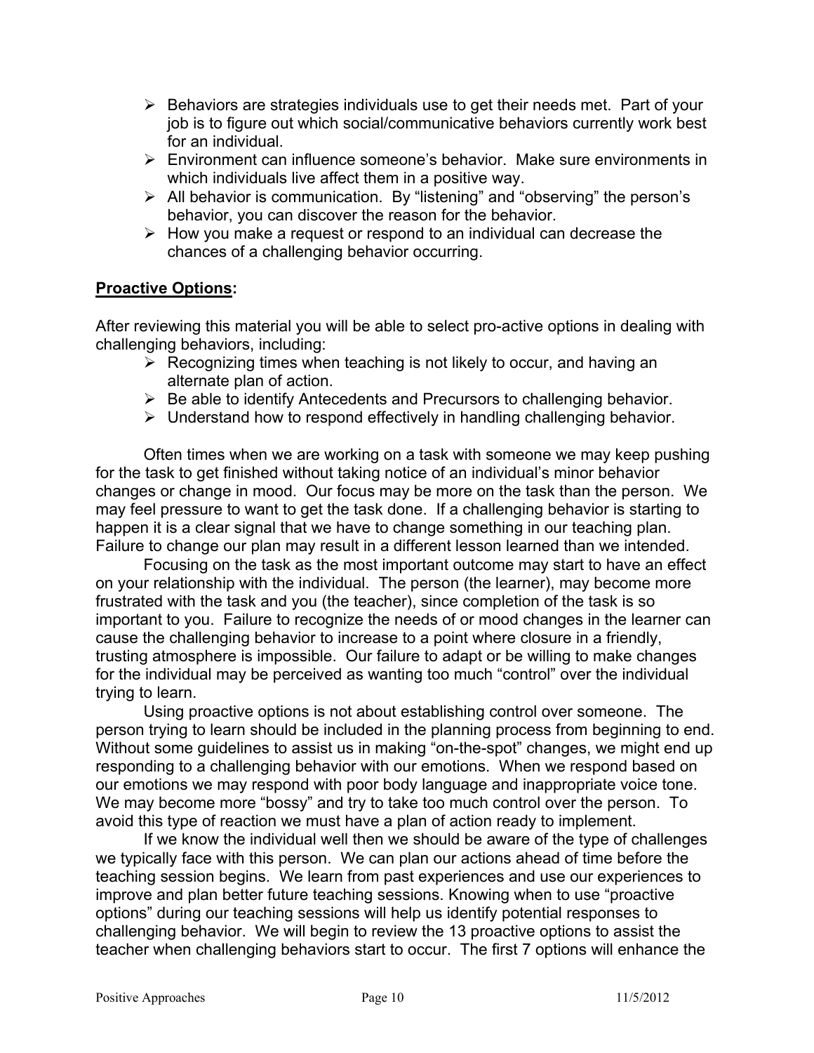- Behaviors are strategies individuals use to get their needs met. Part of your job is to figure out which social/communicative behaviors currently work best for an individual.
- Environment can influence someone's behavior. Make sure environments in which individuals live affect them in a positive way.
- All behavior is communication. By "listening" and "observing" the person's behavior, you can discover the reason for the behavior.
- How you make a request or respond to an individual can decrease the chances of a challenging behavior occurring.

**<u>Proactive Options</u>:**

After reviewing this material you will be able to select pro-active options in dealing with challenging behaviors, including:

- Recognizing times when teaching is not likely to occur, and having an alternate plan of action.
- Be able to identify Antecedents and Precursors to challenging behavior.
- Understand how to respond effectively in handling challenging behavior.

Often times when we are working on a task with someone we may keep pushing for the task to get finished without taking notice of an individual's minor behavior changes or change in mood. Our focus may be more on the task than the person. We may feel pressure to want to get the task done. If a challenging behavior is starting to happen it is a clear signal that we have to change something in our teaching plan. Failure to change our plan may result in a different lesson learned than we intended.

Focusing on the task as the most important outcome may start to have an effect on your relationship with the individual. The person (the learner), may become more frustrated with the task and you (the teacher), since completion of the task is so important to you. Failure to recognize the needs of or mood changes in the learner can cause the challenging behavior to increase to a point where closure in a friendly, trusting atmosphere is impossible. Our failure to adapt or be willing to make changes for the individual may be perceived as wanting too much "control" over the individual trying to learn.

Using proactive options is not about establishing control over someone. The person trying to learn should be included in the planning process from beginning to end. Without some guidelines to assist us in making "on-the-spot" changes, we might end up responding to a challenging behavior with our emotions. When we respond based on our emotions we may respond with poor body language and inappropriate voice tone. We may become more "bossy" and try to take too much control over the person. To avoid this type of reaction we must have a plan of action ready to implement.

If we know the individual well then we should be aware of the type of challenges we typically face with this person. We can plan our actions ahead of time before the teaching session begins. We learn from past experiences and use our experiences to improve and plan better future teaching sessions. Knowing when to use "proactive options" during our teaching sessions will help us identify potential responses to challenging behavior. We will begin to review the 13 proactive options to assist the teacher when challenging behaviors start to occur. The first 7 options will enhance the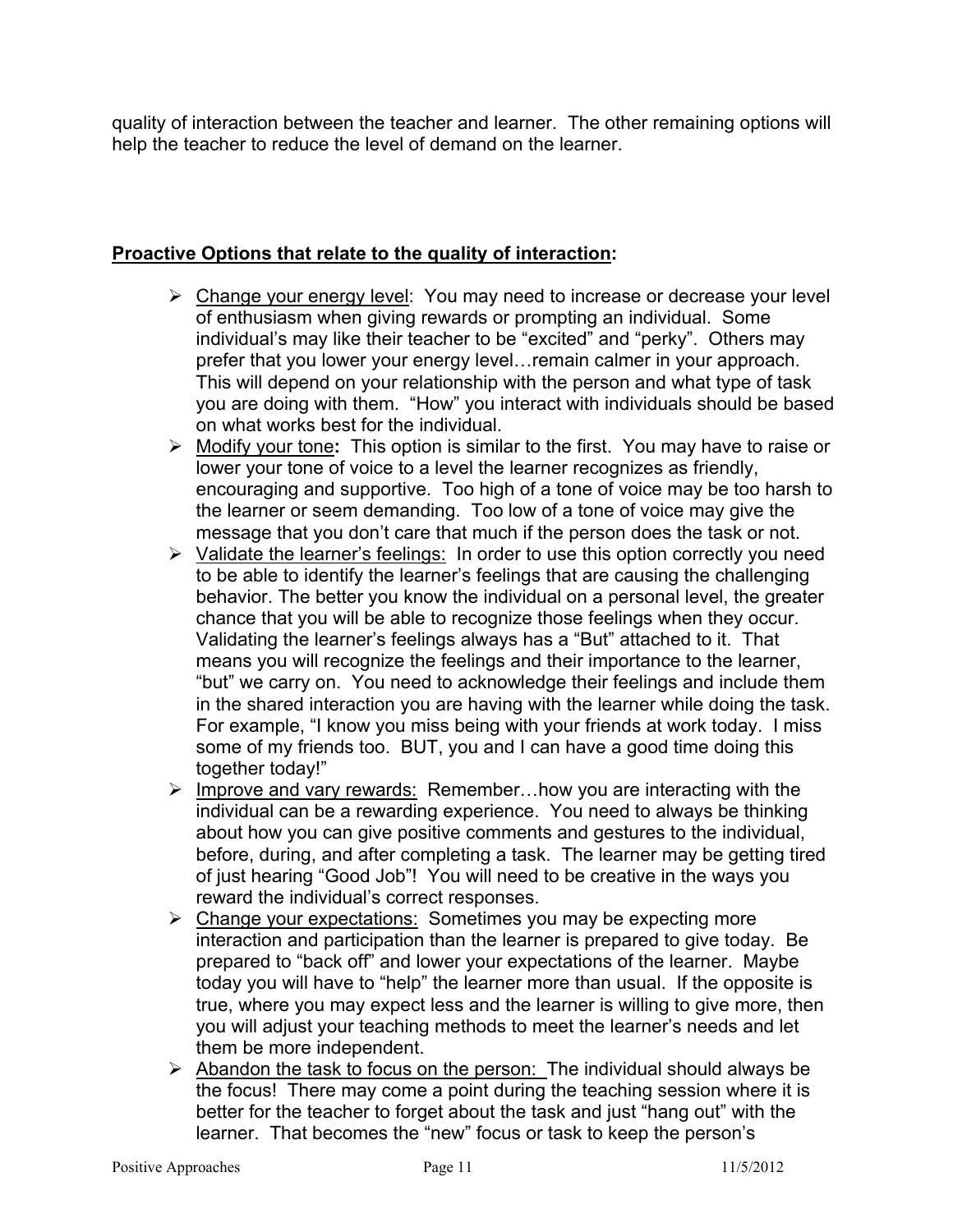quality of interaction between the teacher and learner. The other remaining options will help the teacher to reduce the level of demand on the learner.

**Proactive Options that relate to the quality of interaction:**

- Change your energy level: You may need to increase or decrease your level of enthusiasm when giving rewards or prompting an individual. Some individual's may like their teacher to be "excited" and "perky". Others may prefer that you lower your energy level…remain calmer in your approach. This will depend on your relationship with the person and what type of task you are doing with them. "How" you interact with individuals should be based on what works best for the individual.
- Modify your tone**:** This option is similar to the first. You may have to raise or lower your tone of voice to a level the learner recognizes as friendly, encouraging and supportive. Too high of a tone of voice may be too harsh to the learner or seem demanding. Too low of a tone of voice may give the message that you don't care that much if the person does the task or not.
- Validate the learner's feelings: In order to use this option correctly you need to be able to identify the learner's feelings that are causing the challenging behavior. The better you know the individual on a personal level, the greater chance that you will be able to recognize those feelings when they occur. Validating the learner's feelings always has a "But" attached to it. That means you will recognize the feelings and their importance to the learner, "but" we carry on. You need to acknowledge their feelings and include them in the shared interaction you are having with the learner while doing the task. For example, "I know you miss being with your friends at work today. I miss some of my friends too. BUT, you and I can have a good time doing this together today!"
- Improve and vary rewards: Remember…how you are interacting with the individual can be a rewarding experience. You need to always be thinking about how you can give positive comments and gestures to the individual, before, during, and after completing a task. The learner may be getting tired of just hearing "Good Job"! You will need to be creative in the ways you reward the individual's correct responses.
- Change your expectations: Sometimes you may be expecting more interaction and participation than the learner is prepared to give today. Be prepared to "back off" and lower your expectations of the learner. Maybe today you will have to "help" the learner more than usual. If the opposite is true, where you may expect less and the learner is willing to give more, then you will adjust your teaching methods to meet the learner's needs and let them be more independent.
- Abandon the task to focus on the person: The individual should always be the focus! There may come a point during the teaching session where it is better for the teacher to forget about the task and just "hang out" with the learner. That becomes the "new" focus or task to keep the person's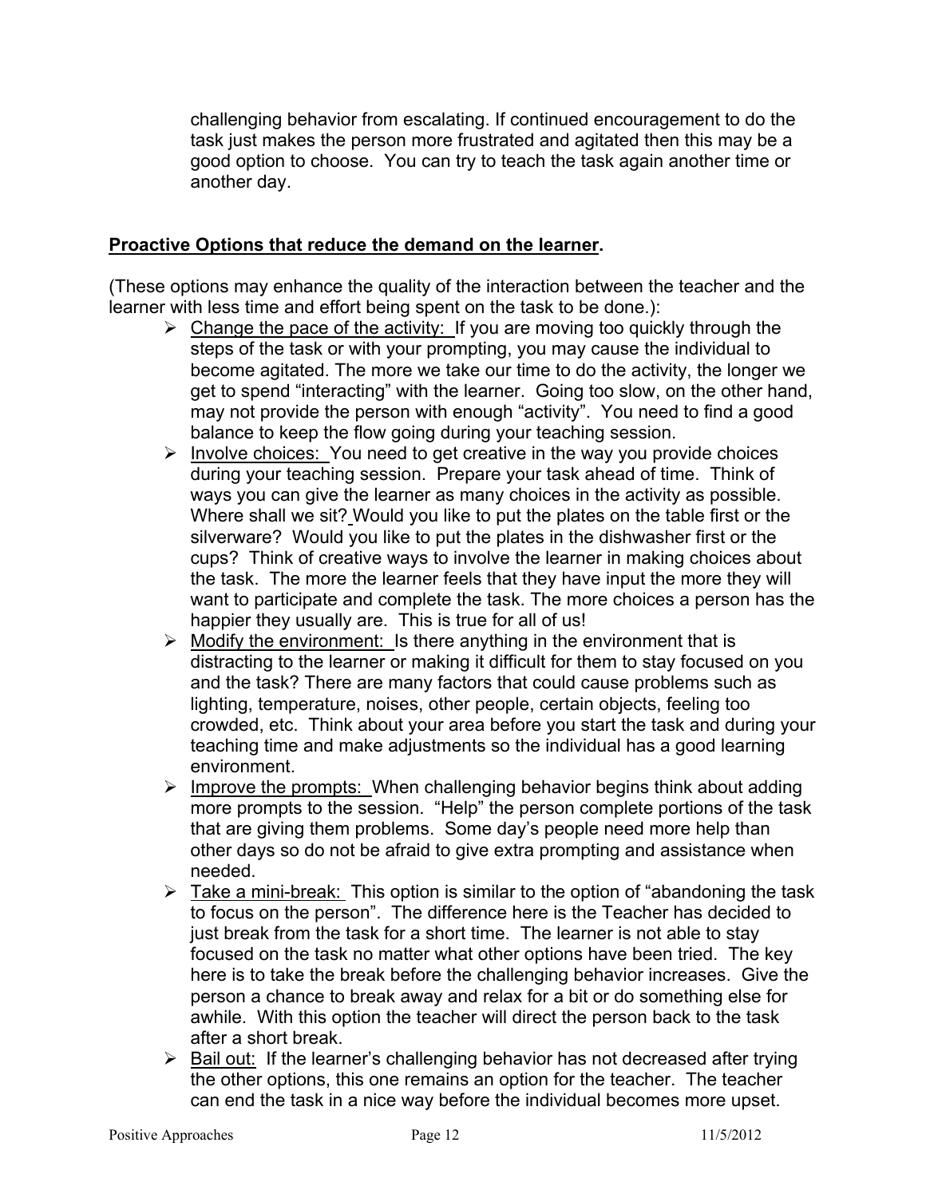challenging behavior from escalating. If continued encouragement to do the task just makes the person more frustrated and agitated then this may be a good option to choose. You can try to teach the task again another time or another day.

**<u>Proactive Options that reduce the demand on the learner</u>.**

(These options may enhance the quality of the interaction between the teacher and the learner with less time and effort being spent on the task to be done.):

- <u>Change the pace of the activity:</u> If you are moving too quickly through the steps of the task or with your prompting, you may cause the individual to become agitated. The more we take our time to do the activity, the longer we get to spend "interacting" with the learner. Going too slow, on the other hand, may not provide the person with enough "activity". You need to find a good balance to keep the flow going during your teaching session.
- <u>Involve choices:</u> You need to get creative in the way you provide choices during your teaching session. Prepare your task ahead of time. Think of ways you can give the learner as many choices in the activity as possible. Where shall we sit? Would you like to put the plates on the table first or the silverware? Would you like to put the plates in the dishwasher first or the cups? Think of creative ways to involve the learner in making choices about the task. The more the learner feels that they have input the more they will want to participate and complete the task. The more choices a person has the happier they usually are. This is true for all of us!
- <u>Modify the environment:</u> Is there anything in the environment that is distracting to the learner or making it difficult for them to stay focused on you and the task? There are many factors that could cause problems such as lighting, temperature, noises, other people, certain objects, feeling too crowded, etc. Think about your area before you start the task and during your teaching time and make adjustments so the individual has a good learning environment.
- <u>Improve the prompts:</u> When challenging behavior begins think about adding more prompts to the session. "Help" the person complete portions of the task that are giving them problems. Some day's people need more help than other days so do not be afraid to give extra prompting and assistance when needed.
- <u>Take a mini-break:</u> This option is similar to the option of "abandoning the task to focus on the person". The difference here is the Teacher has decided to just break from the task for a short time. The learner is not able to stay focused on the task no matter what other options have been tried. The key here is to take the break before the challenging behavior increases. Give the person a chance to break away and relax for a bit or do something else for awhile. With this option the teacher will direct the person back to the task after a short break.
- <u>Bail out:</u> If the learner's challenging behavior has not decreased after trying the other options, this one remains an option for the teacher. The teacher can end the task in a nice way before the individual becomes more upset.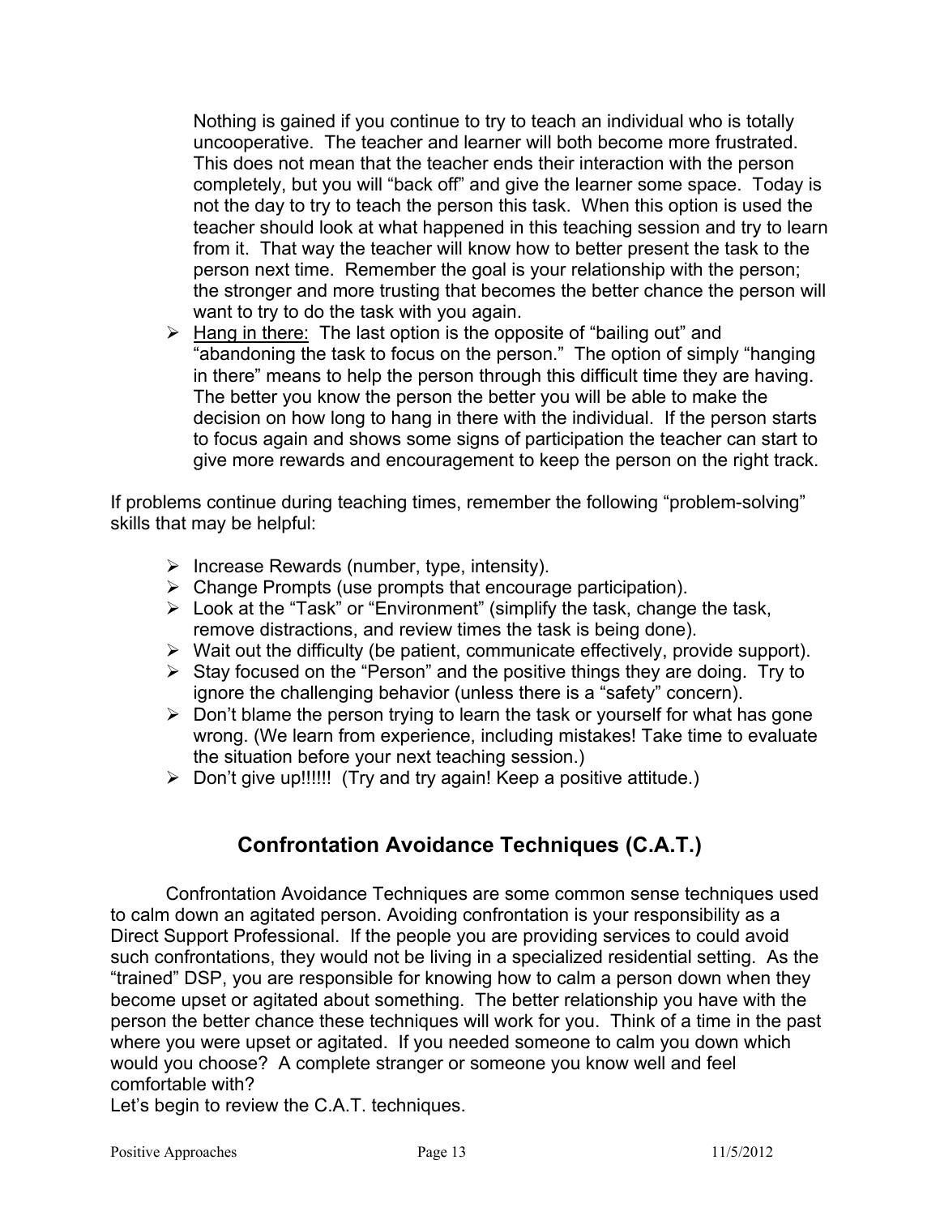Nothing is gained if you continue to try to teach an individual who is totally uncooperative. The teacher and learner will both become more frustrated. This does not mean that the teacher ends their interaction with the person completely, but you will "back off" and give the learner some space. Today is not the day to try to teach the person this task. When this option is used the teacher should look at what happened in this teaching session and try to learn from it. That way the teacher will know how to better present the task to the person next time. Remember the goal is your relationship with the person; the stronger and more trusting that becomes the better chance the person will want to try to do the task with you again.

- <u>Hang in there:</u> The last option is the opposite of "bailing out" and "abandoning the task to focus on the person." The option of simply "hanging in there" means to help the person through this difficult time they are having. The better you know the person the better you will be able to make the decision on how long to hang in there with the individual. If the person starts to focus again and shows some signs of participation the teacher can start to give more rewards and encouragement to keep the person on the right track.

If problems continue during teaching times, remember the following "problem-solving" skills that may be helpful:

- Increase Rewards (number, type, intensity).
- Change Prompts (use prompts that encourage participation).
- Look at the "Task" or "Environment" (simplify the task, change the task, remove distractions, and review times the task is being done).
- Wait out the difficulty (be patient, communicate effectively, provide support).
- Stay focused on the "Person" and the positive things they are doing. Try to ignore the challenging behavior (unless there is a "safety" concern).
- Don't blame the person trying to learn the task or yourself for what has gone wrong. (We learn from experience, including mistakes! Take time to evaluate the situation before your next teaching session.)
- Don't give up!!!!!! (Try and try again! Keep a positive attitude.)

## Confrontation Avoidance Techniques (C.A.T.)

Confrontation Avoidance Techniques are some common sense techniques used to calm down an agitated person. Avoiding confrontation is your responsibility as a Direct Support Professional. If the people you are providing services to could avoid such confrontations, they would not be living in a specialized residential setting. As the "trained" DSP, you are responsible for knowing how to calm a person down when they become upset or agitated about something. The better relationship you have with the person the better chance these techniques will work for you. Think of a time in the past where you were upset or agitated. If you needed someone to calm you down which would you choose? A complete stranger or someone you know well and feel comfortable with?

Let's begin to review the C.A.T. techniques.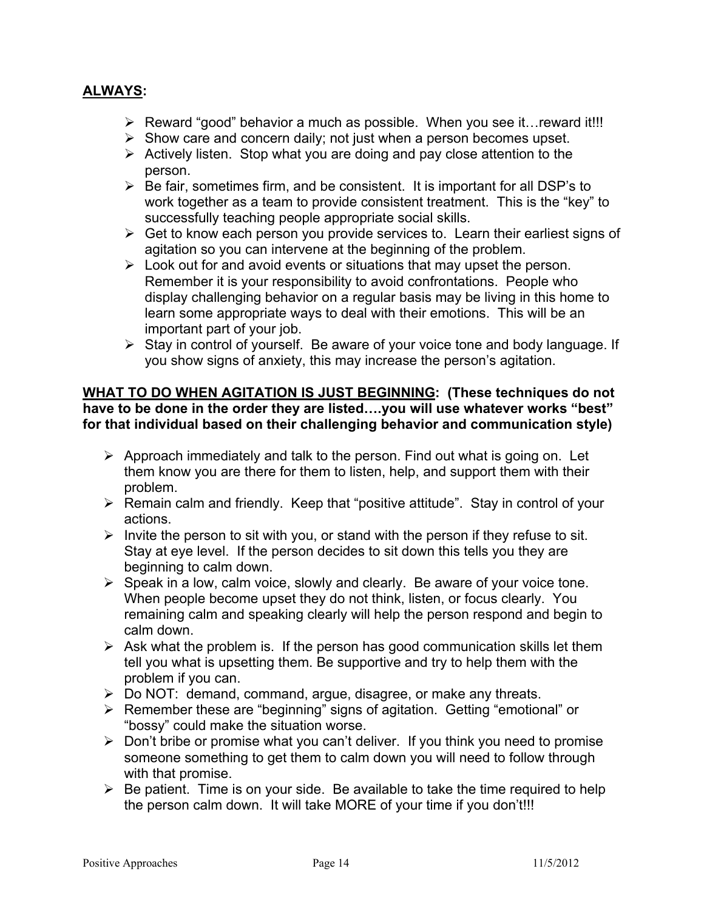**ALWAYS:**

- Reward "good" behavior a much as possible. When you see it…reward it!!!
- Show care and concern daily; not just when a person becomes upset.
- Actively listen. Stop what you are doing and pay close attention to the person.
- Be fair, sometimes firm, and be consistent. It is important for all DSP's to work together as a team to provide consistent treatment. This is the "key" to successfully teaching people appropriate social skills.
- Get to know each person you provide services to. Learn their earliest signs of agitation so you can intervene at the beginning of the problem.
- Look out for and avoid events or situations that may upset the person. Remember it is your responsibility to avoid confrontations. People who display challenging behavior on a regular basis may be living in this home to learn some appropriate ways to deal with their emotions. This will be an important part of your job.
- Stay in control of yourself. Be aware of your voice tone and body language. If you show signs of anxiety, this may increase the person's agitation.

**WHAT TO DO WHEN AGITATION IS JUST BEGINNING: (These techniques do not have to be done in the order they are listed….you will use whatever works "best" for that individual based on their challenging behavior and communication style)**

- Approach immediately and talk to the person. Find out what is going on. Let them know you are there for them to listen, help, and support them with their problem.
- Remain calm and friendly. Keep that "positive attitude". Stay in control of your actions.
- Invite the person to sit with you, or stand with the person if they refuse to sit. Stay at eye level. If the person decides to sit down this tells you they are beginning to calm down.
- Speak in a low, calm voice, slowly and clearly. Be aware of your voice tone. When people become upset they do not think, listen, or focus clearly. You remaining calm and speaking clearly will help the person respond and begin to calm down.
- Ask what the problem is. If the person has good communication skills let them tell you what is upsetting them. Be supportive and try to help them with the problem if you can.
- Do NOT: demand, command, argue, disagree, or make any threats.
- Remember these are "beginning" signs of agitation. Getting "emotional" or "bossy" could make the situation worse.
- Don't bribe or promise what you can't deliver. If you think you need to promise someone something to get them to calm down you will need to follow through with that promise.
- Be patient. Time is on your side. Be available to take the time required to help the person calm down. It will take MORE of your time if you don't!!!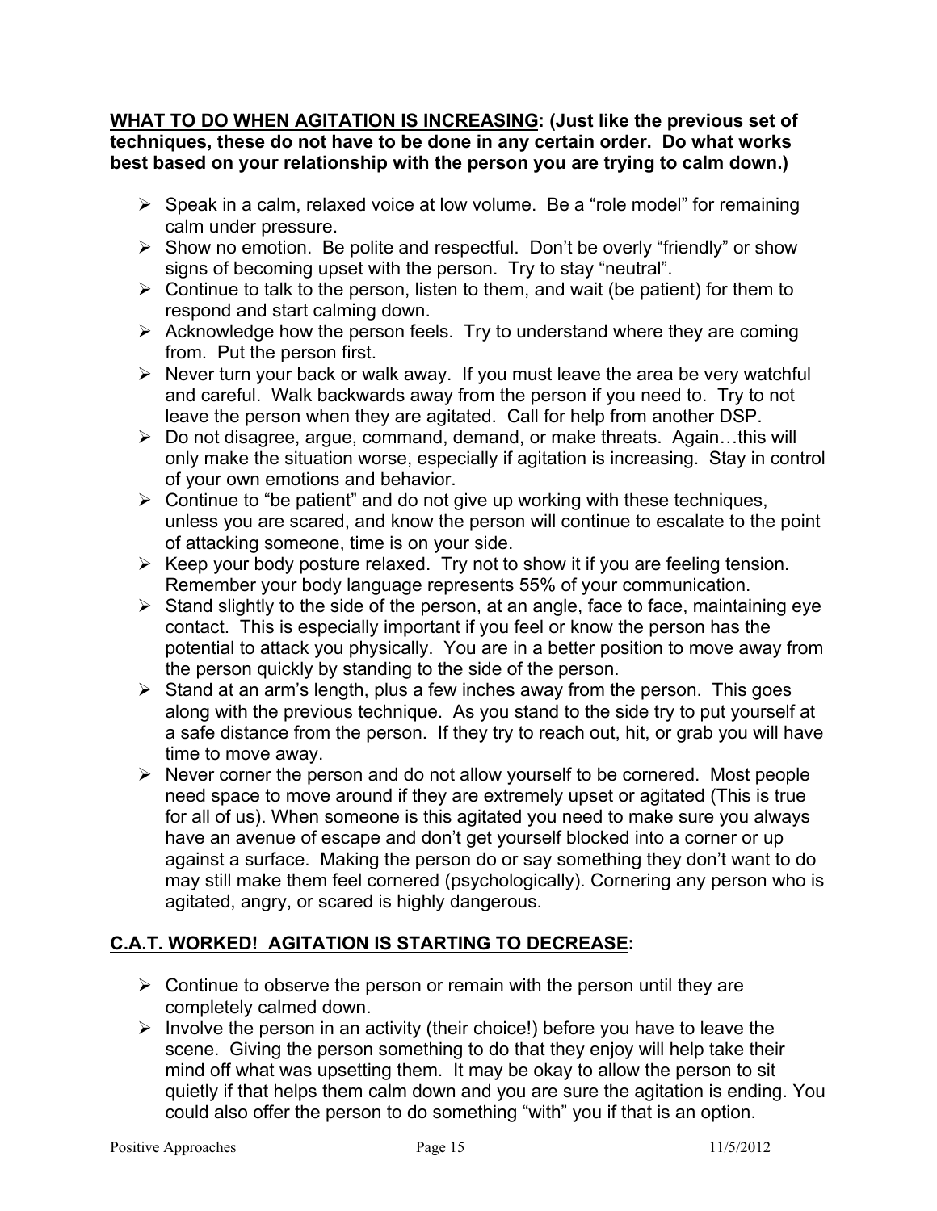**WHAT TO DO WHEN AGITATION IS INCREASING: (Just like the previous set of techniques, these do not have to be done in any certain order. Do what works best based on your relationship with the person you are trying to calm down.)**

- Speak in a calm, relaxed voice at low volume. Be a "role model" for remaining calm under pressure.
- Show no emotion. Be polite and respectful. Don't be overly "friendly" or show signs of becoming upset with the person. Try to stay "neutral".
- Continue to talk to the person, listen to them, and wait (be patient) for them to respond and start calming down.
- Acknowledge how the person feels. Try to understand where they are coming from. Put the person first.
- Never turn your back or walk away. If you must leave the area be very watchful and careful. Walk backwards away from the person if you need to. Try to not leave the person when they are agitated. Call for help from another DSP.
- Do not disagree, argue, command, demand, or make threats. Again…this will only make the situation worse, especially if agitation is increasing. Stay in control of your own emotions and behavior.
- Continue to "be patient" and do not give up working with these techniques, unless you are scared, and know the person will continue to escalate to the point of attacking someone, time is on your side.
- Keep your body posture relaxed. Try not to show it if you are feeling tension. Remember your body language represents 55% of your communication.
- Stand slightly to the side of the person, at an angle, face to face, maintaining eye contact. This is especially important if you feel or know the person has the potential to attack you physically. You are in a better position to move away from the person quickly by standing to the side of the person.
- Stand at an arm's length, plus a few inches away from the person. This goes along with the previous technique. As you stand to the side try to put yourself at a safe distance from the person. If they try to reach out, hit, or grab you will have time to move away.
- Never corner the person and do not allow yourself to be cornered. Most people need space to move around if they are extremely upset or agitated (This is true for all of us). When someone is this agitated you need to make sure you always have an avenue of escape and don't get yourself blocked into a corner or up against a surface. Making the person do or say something they don't want to do may still make them feel cornered (psychologically). Cornering any person who is agitated, angry, or scared is highly dangerous.

**C.A.T. WORKED! AGITATION IS STARTING TO DECREASE:**

- Continue to observe the person or remain with the person until they are completely calmed down.
- Involve the person in an activity (their choice!) before you have to leave the scene. Giving the person something to do that they enjoy will help take their mind off what was upsetting them. It may be okay to allow the person to sit quietly if that helps them calm down and you are sure the agitation is ending. You could also offer the person to do something "with" you if that is an option.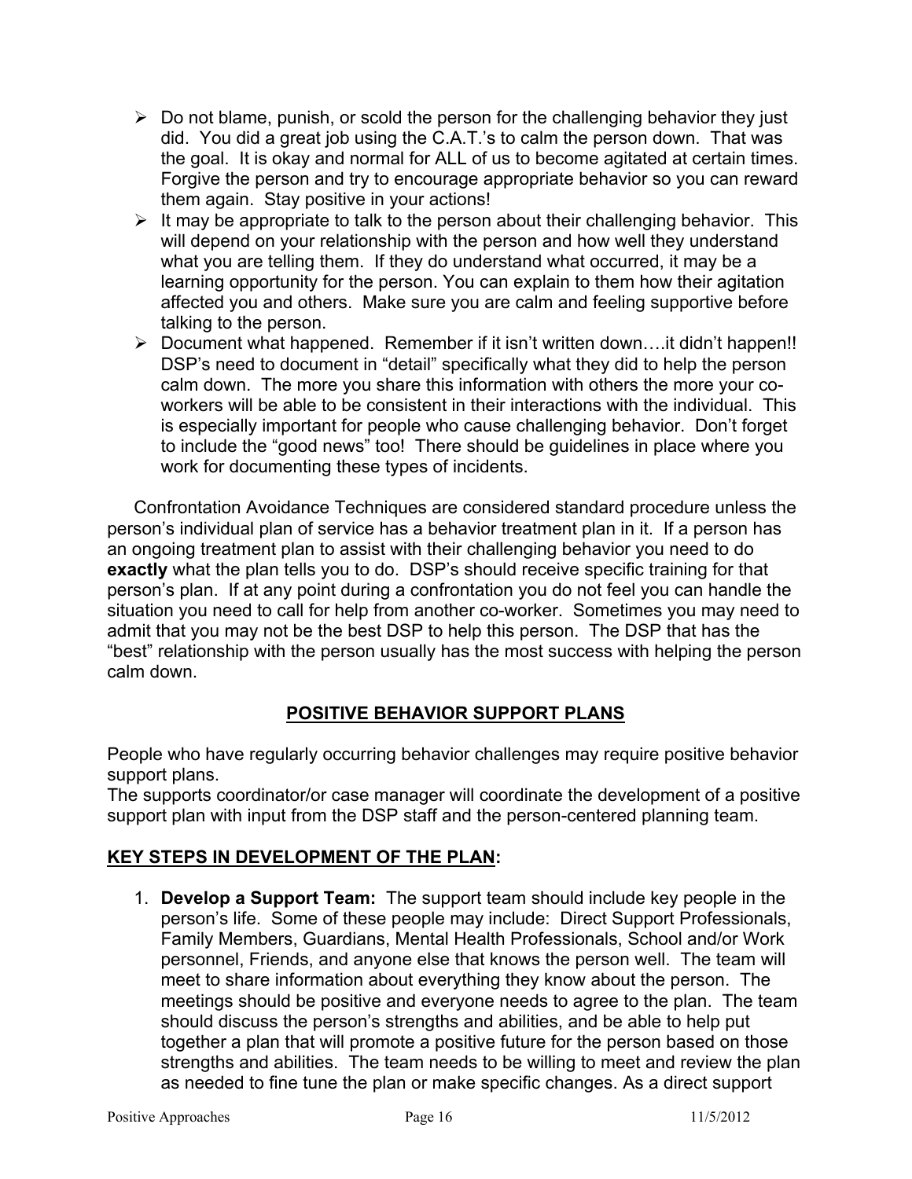- Do not blame, punish, or scold the person for the challenging behavior they just did. You did a great job using the C.A.T.'s to calm the person down. That was the goal. It is okay and normal for ALL of us to become agitated at certain times. Forgive the person and try to encourage appropriate behavior so you can reward them again. Stay positive in your actions!
- It may be appropriate to talk to the person about their challenging behavior. This will depend on your relationship with the person and how well they understand what you are telling them. If they do understand what occurred, it may be a learning opportunity for the person. You can explain to them how their agitation affected you and others. Make sure you are calm and feeling supportive before talking to the person.
- Document what happened. Remember if it isn't written down….it didn't happen!! DSP's need to document in "detail" specifically what they did to help the person calm down. The more you share this information with others the more your co-workers will be able to be consistent in their interactions with the individual. This is especially important for people who cause challenging behavior. Don't forget to include the "good news" too! There should be guidelines in place where you work for documenting these types of incidents.

Confrontation Avoidance Techniques are considered standard procedure unless the person's individual plan of service has a behavior treatment plan in it. If a person has an ongoing treatment plan to assist with their challenging behavior you need to do **exactly** what the plan tells you to do. DSP's should receive specific training for that person's plan. If at any point during a confrontation you do not feel you can handle the situation you need to call for help from another co-worker. Sometimes you may need to admit that you may not be the best DSP to help this person. The DSP that has the "best" relationship with the person usually has the most success with helping the person calm down.

## POSITIVE BEHAVIOR SUPPORT PLANS

People who have regularly occurring behavior challenges may require positive behavior support plans.
The supports coordinator/or case manager will coordinate the development of a positive support plan with input from the DSP staff and the person-centered planning team.

### KEY STEPS IN DEVELOPMENT OF THE PLAN:

1. **Develop a Support Team:** The support team should include key people in the person's life. Some of these people may include: Direct Support Professionals, Family Members, Guardians, Mental Health Professionals, School and/or Work personnel, Friends, and anyone else that knows the person well. The team will meet to share information about everything they know about the person. The meetings should be positive and everyone needs to agree to the plan. The team should discuss the person's strengths and abilities, and be able to help put together a plan that will promote a positive future for the person based on those strengths and abilities. The team needs to be willing to meet and review the plan as needed to fine tune the plan or make specific changes. As a direct support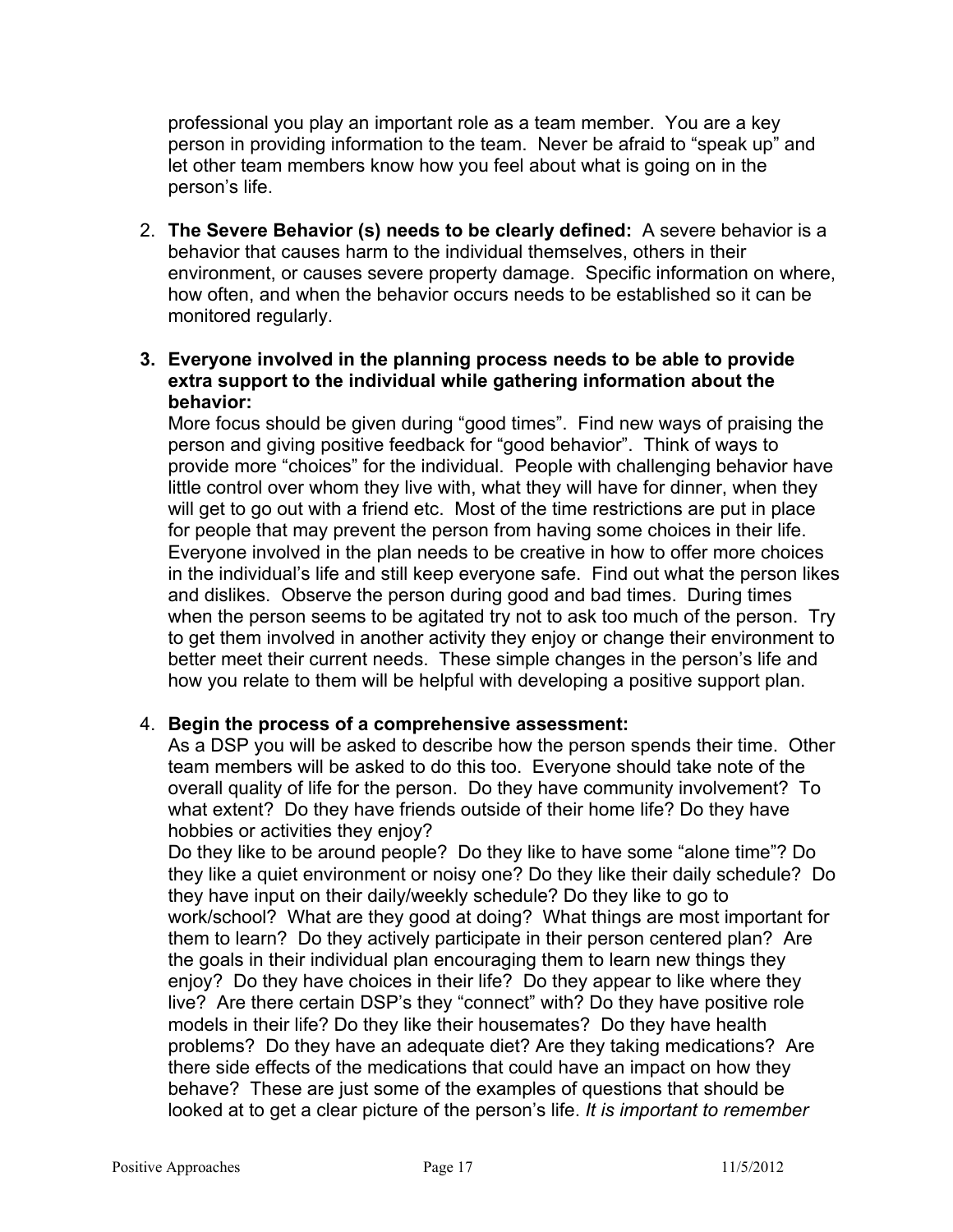professional you play an important role as a team member. You are a key person in providing information to the team. Never be afraid to "speak up" and let other team members know how you feel about what is going on in the person's life.

2. **The Severe Behavior (s) needs to be clearly defined:** A severe behavior is a behavior that causes harm to the individual themselves, others in their environment, or causes severe property damage. Specific information on where, how often, and when the behavior occurs needs to be established so it can be monitored regularly.

3. **Everyone involved in the planning process needs to be able to provide extra support to the individual while gathering information about the behavior:**
   More focus should be given during "good times". Find new ways of praising the person and giving positive feedback for "good behavior". Think of ways to provide more "choices" for the individual. People with challenging behavior have little control over whom they live with, what they will have for dinner, when they will get to go out with a friend etc. Most of the time restrictions are put in place for people that may prevent the person from having some choices in their life. Everyone involved in the plan needs to be creative in how to offer more choices in the individual's life and still keep everyone safe. Find out what the person likes and dislikes. Observe the person during good and bad times. During times when the person seems to be agitated try not to ask too much of the person. Try to get them involved in another activity they enjoy or change their environment to better meet their current needs. These simple changes in the person's life and how you relate to them will be helpful with developing a positive support plan.

4. **Begin the process of a comprehensive assessment:**
   As a DSP you will be asked to describe how the person spends their time. Other team members will be asked to do this too. Everyone should take note of the overall quality of life for the person. Do they have community involvement? To what extent? Do they have friends outside of their home life? Do they have hobbies or activities they enjoy?
   Do they like to be around people? Do they like to have some "alone time"? Do they like a quiet environment or noisy one? Do they like their daily schedule? Do they have input on their daily/weekly schedule? Do they like to go to work/school? What are they good at doing? What things are most important for them to learn? Do they actively participate in their person centered plan? Are the goals in their individual plan encouraging them to learn new things they enjoy? Do they have choices in their life? Do they appear to like where they live? Are there certain DSP's they "connect" with? Do they have positive role models in their life? Do they like their housemates? Do they have health problems? Do they have an adequate diet? Are they taking medications? Are there side effects of the medications that could have an impact on how they behave? These are just some of the examples of questions that should be looked at to get a clear picture of the person's life. *It is important to remember*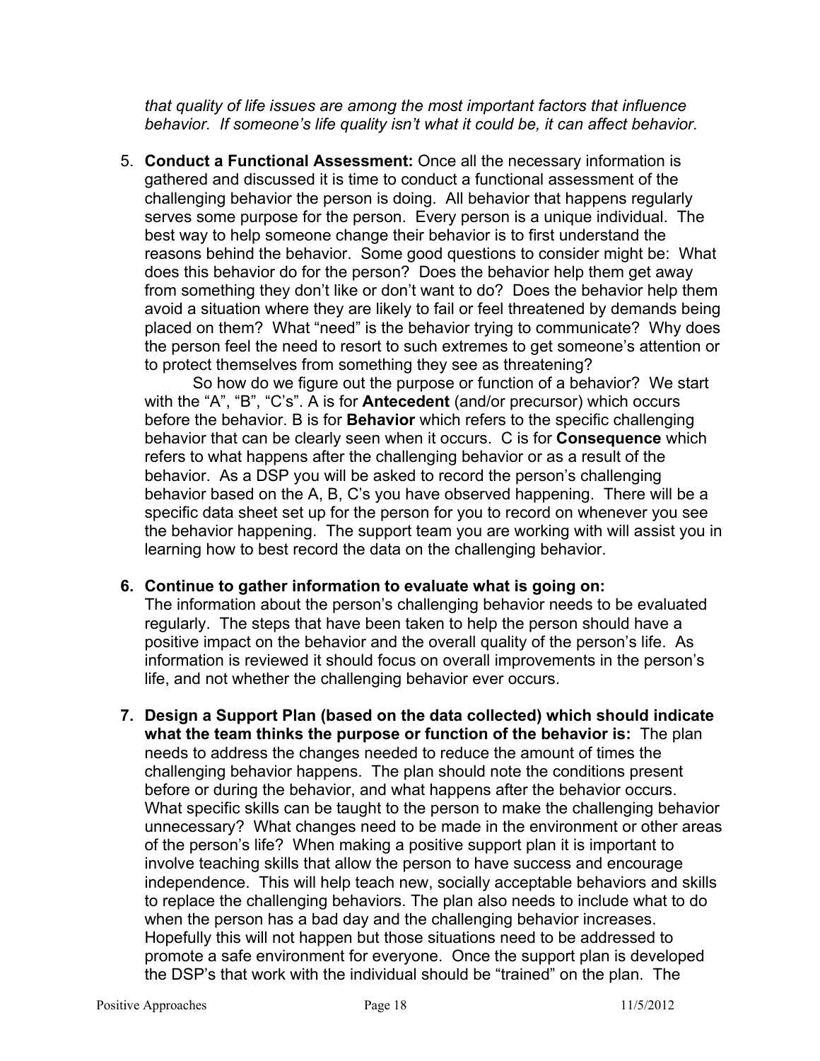*that quality of life issues are among the most important factors that influence behavior. If someone's life quality isn't what it could be, it can affect behavior.*

5. **Conduct a Functional Assessment:** Once all the necessary information is gathered and discussed it is time to conduct a functional assessment of the challenging behavior the person is doing. All behavior that happens regularly serves some purpose for the person. Every person is a unique individual. The best way to help someone change their behavior is to first understand the reasons behind the behavior. Some good questions to consider might be: What does this behavior do for the person? Does the behavior help them get away from something they don't like or don't want to do? Does the behavior help them avoid a situation where they are likely to fail or feel threatened by demands being placed on them? What "need" is the behavior trying to communicate? Why does the person feel the need to resort to such extremes to get someone's attention or to protect themselves from something they see as threatening?

   So how do we figure out the purpose or function of a behavior? We start with the "A", "B", "C's". A is for **Antecedent** (and/or precursor) which occurs before the behavior. B is for **Behavior** which refers to the specific challenging behavior that can be clearly seen when it occurs. C is for **Consequence** which refers to what happens after the challenging behavior or as a result of the behavior. As a DSP you will be asked to record the person's challenging behavior based on the A, B, C's you have observed happening. There will be a specific data sheet set up for the person for you to record on whenever you see the behavior happening. The support team you are working with will assist you in learning how to best record the data on the challenging behavior.

6. **Continue to gather information to evaluate what is going on:** The information about the person's challenging behavior needs to be evaluated regularly. The steps that have been taken to help the person should have a positive impact on the behavior and the overall quality of the person's life. As information is reviewed it should focus on overall improvements in the person's life, and not whether the challenging behavior ever occurs.

7. **Design a Support Plan (based on the data collected) which should indicate what the team thinks the purpose or function of the behavior is:** The plan needs to address the changes needed to reduce the amount of times the challenging behavior happens. The plan should note the conditions present before or during the behavior, and what happens after the behavior occurs. What specific skills can be taught to the person to make the challenging behavior unnecessary? What changes need to be made in the environment or other areas of the person's life? When making a positive support plan it is important to involve teaching skills that allow the person to have success and encourage independence. This will help teach new, socially acceptable behaviors and skills to replace the challenging behaviors. The plan also needs to include what to do when the person has a bad day and the challenging behavior increases. Hopefully this will not happen but those situations need to be addressed to promote a safe environment for everyone. Once the support plan is developed the DSP's that work with the individual should be "trained" on the plan. The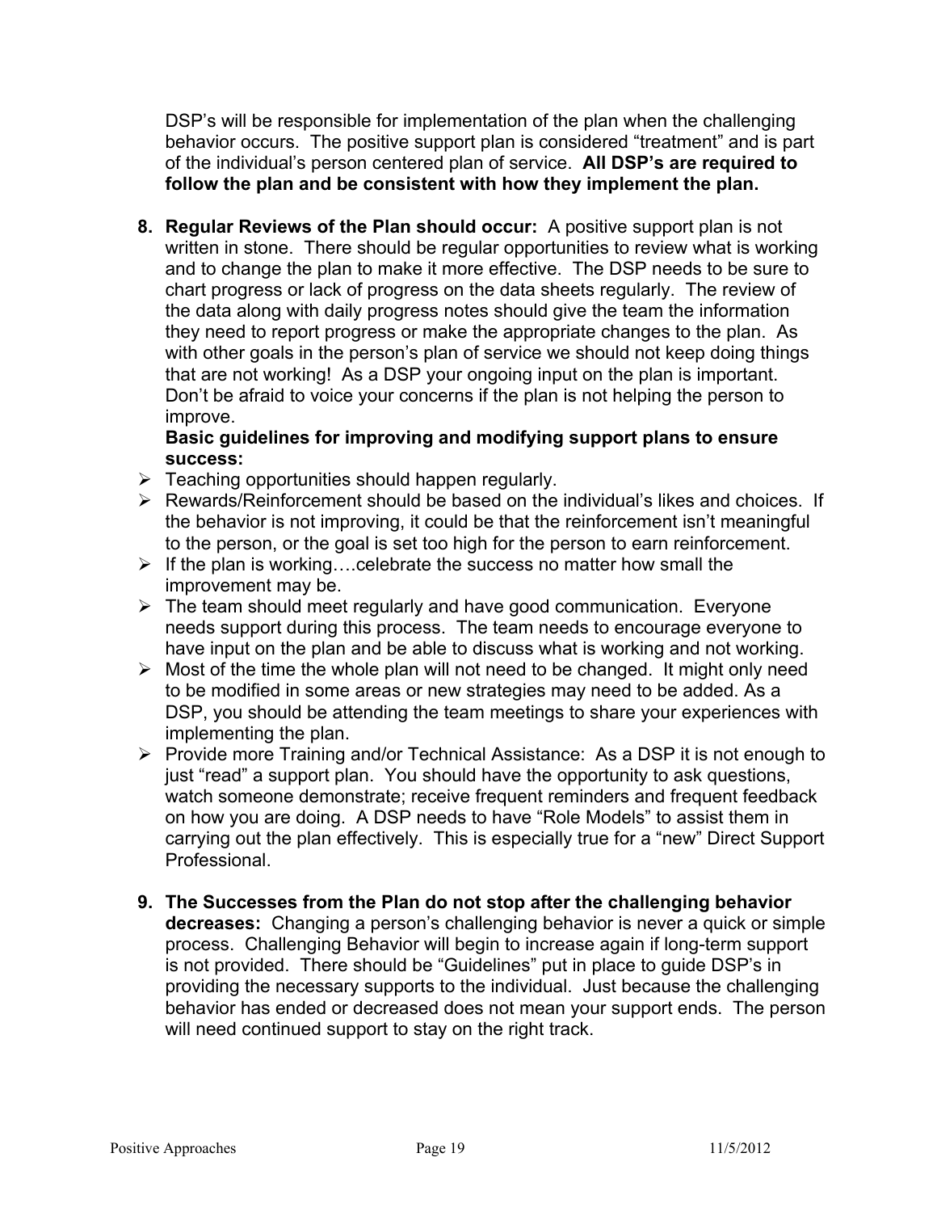DSP's will be responsible for implementation of the plan when the challenging behavior occurs. The positive support plan is considered "treatment" and is part of the individual's person centered plan of service. **All DSP's are required to follow the plan and be consistent with how they implement the plan.**

8. **Regular Reviews of the Plan should occur:** A positive support plan is not written in stone. There should be regular opportunities to review what is working and to change the plan to make it more effective. The DSP needs to be sure to chart progress or lack of progress on the data sheets regularly. The review of the data along with daily progress notes should give the team the information they need to report progress or make the appropriate changes to the plan. As with other goals in the person's plan of service we should not keep doing things that are not working! As a DSP your ongoing input on the plan is important. Don't be afraid to voice your concerns if the plan is not helping the person to improve.

   **Basic guidelines for improving and modifying support plans to ensure success:**

- Teaching opportunities should happen regularly.
- Rewards/Reinforcement should be based on the individual's likes and choices. If the behavior is not improving, it could be that the reinforcement isn't meaningful to the person, or the goal is set too high for the person to earn reinforcement.
- If the plan is working….celebrate the success no matter how small the improvement may be.
- The team should meet regularly and have good communication. Everyone needs support during this process. The team needs to encourage everyone to have input on the plan and be able to discuss what is working and not working.
- Most of the time the whole plan will not need to be changed. It might only need to be modified in some areas or new strategies may need to be added. As a DSP, you should be attending the team meetings to share your experiences with implementing the plan.
- Provide more Training and/or Technical Assistance: As a DSP it is not enough to just "read" a support plan. You should have the opportunity to ask questions, watch someone demonstrate; receive frequent reminders and frequent feedback on how you are doing. A DSP needs to have "Role Models" to assist them in carrying out the plan effectively. This is especially true for a "new" Direct Support Professional.

9. **The Successes from the Plan do not stop after the challenging behavior decreases:** Changing a person's challenging behavior is never a quick or simple process. Challenging Behavior will begin to increase again if long-term support is not provided. There should be "Guidelines" put in place to guide DSP's in providing the necessary supports to the individual. Just because the challenging behavior has ended or decreased does not mean your support ends. The person will need continued support to stay on the right track.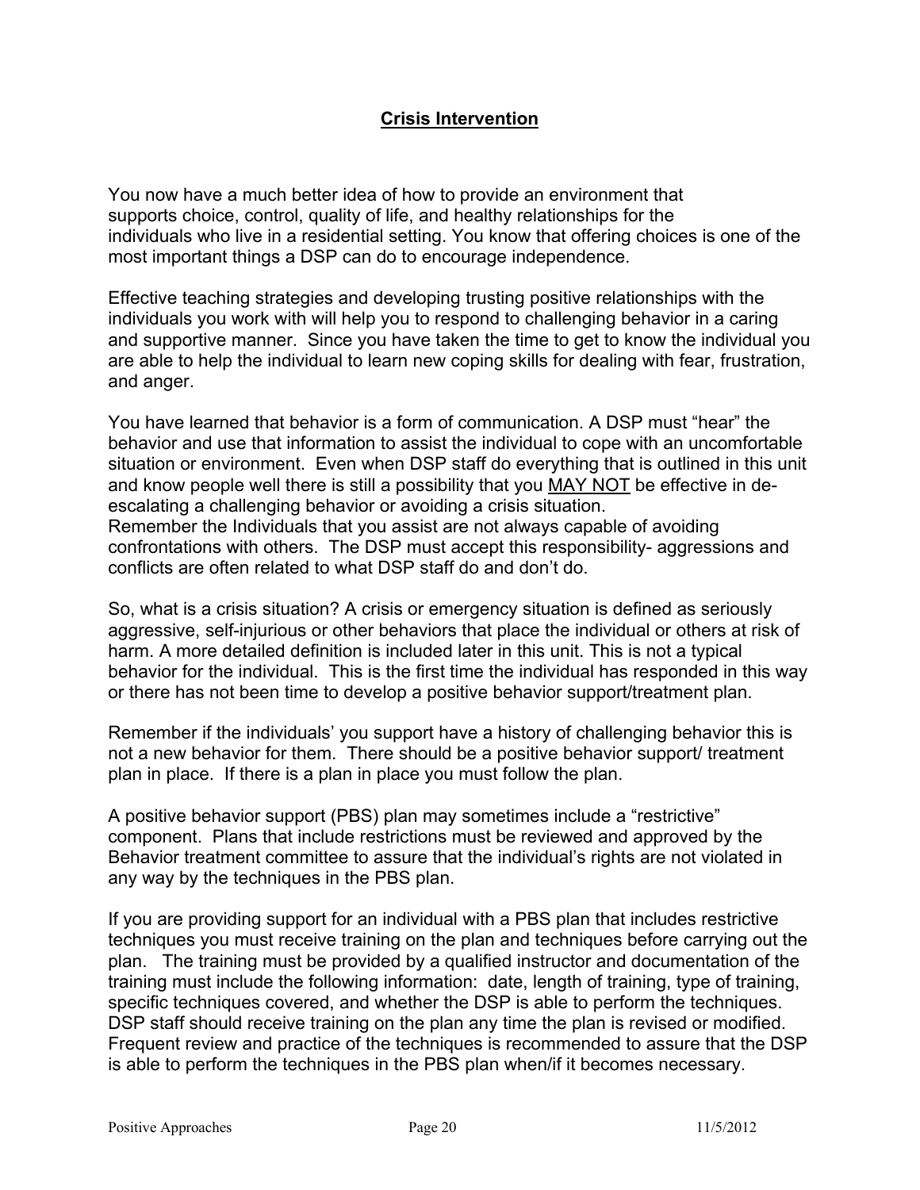## Crisis Intervention

You now have a much better idea of how to provide an environment that supports choice, control, quality of life, and healthy relationships for the individuals who live in a residential setting. You know that offering choices is one of the most important things a DSP can do to encourage independence.

Effective teaching strategies and developing trusting positive relationships with the individuals you work with will help you to respond to challenging behavior in a caring and supportive manner. Since you have taken the time to get to know the individual you are able to help the individual to learn new coping skills for dealing with fear, frustration, and anger.

You have learned that behavior is a form of communication. A DSP must "hear" the behavior and use that information to assist the individual to cope with an uncomfortable situation or environment. Even when DSP staff do everything that is outlined in this unit and know people well there is still a possibility that you <u>MAY NOT</u> be effective in de-escalating a challenging behavior or avoiding a crisis situation.
Remember the Individuals that you assist are not always capable of avoiding confrontations with others. The DSP must accept this responsibility- aggressions and conflicts are often related to what DSP staff do and don't do.

So, what is a crisis situation? A crisis or emergency situation is defined as seriously aggressive, self-injurious or other behaviors that place the individual or others at risk of harm. A more detailed definition is included later in this unit. This is not a typical behavior for the individual. This is the first time the individual has responded in this way or there has not been time to develop a positive behavior support/treatment plan.

Remember if the individuals' you support have a history of challenging behavior this is not a new behavior for them. There should be a positive behavior support/ treatment plan in place. If there is a plan in place you must follow the plan.

A positive behavior support (PBS) plan may sometimes include a "restrictive" component. Plans that include restrictions must be reviewed and approved by the Behavior treatment committee to assure that the individual's rights are not violated in any way by the techniques in the PBS plan.

If you are providing support for an individual with a PBS plan that includes restrictive techniques you must receive training on the plan and techniques before carrying out the plan. The training must be provided by a qualified instructor and documentation of the training must include the following information: date, length of training, type of training, specific techniques covered, and whether the DSP is able to perform the techniques. DSP staff should receive training on the plan any time the plan is revised or modified. Frequent review and practice of the techniques is recommended to assure that the DSP is able to perform the techniques in the PBS plan when/if it becomes necessary.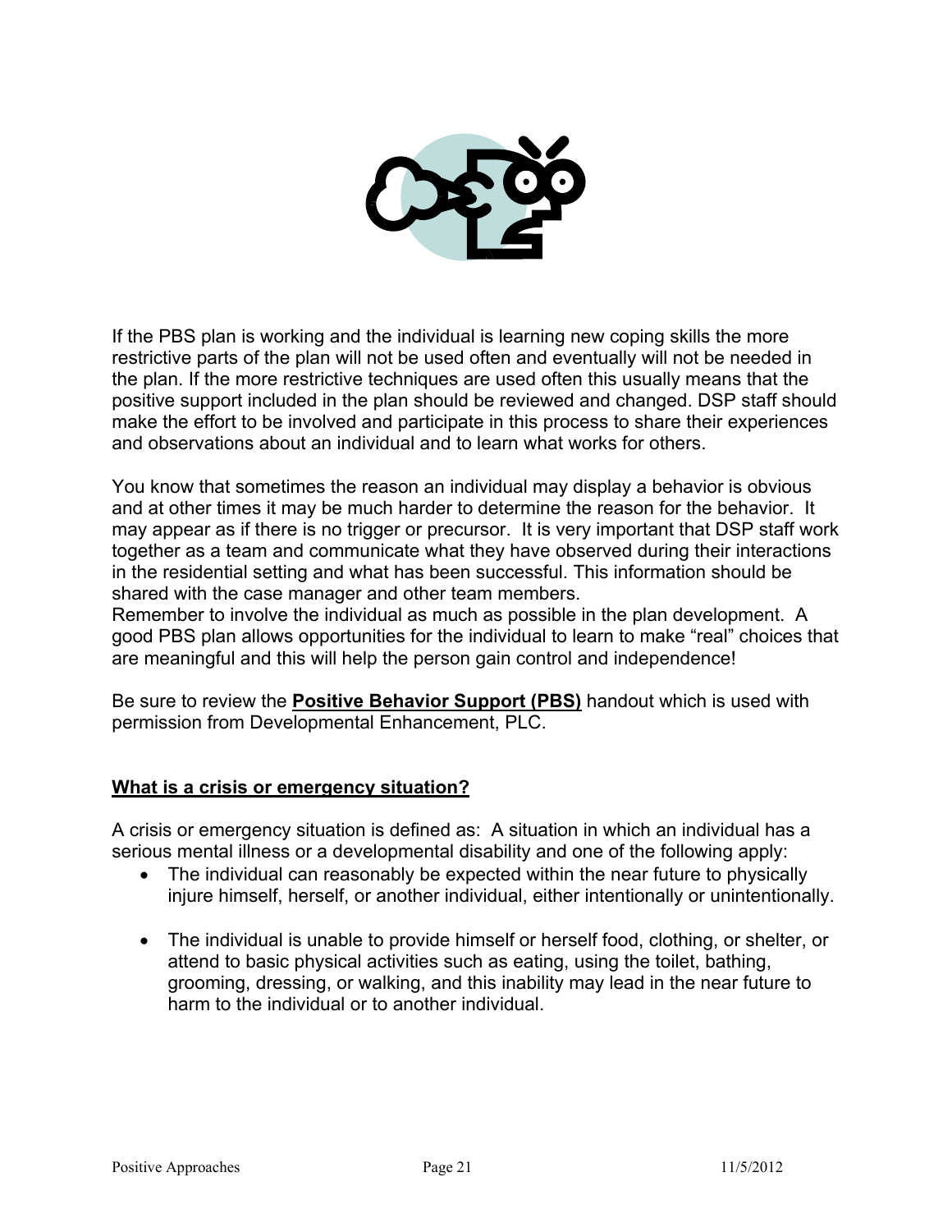If the PBS plan is working and the individual is learning new coping skills the more restrictive parts of the plan will not be used often and eventually will not be needed in the plan. If the more restrictive techniques are used often this usually means that the positive support included in the plan should be reviewed and changed. DSP staff should make the effort to be involved and participate in this process to share their experiences and observations about an individual and to learn what works for others.

You know that sometimes the reason an individual may display a behavior is obvious and at other times it may be much harder to determine the reason for the behavior. It may appear as if there is no trigger or precursor. It is very important that DSP staff work together as a team and communicate what they have observed during their interactions in the residential setting and what has been successful. This information should be shared with the case manager and other team members.
Remember to involve the individual as much as possible in the plan development. A good PBS plan allows opportunities for the individual to learn to make "real" choices that are meaningful and this will help the person gain control and independence!

Be sure to review the **Positive Behavior Support (PBS)** handout which is used with permission from Developmental Enhancement, PLC.

## What is a crisis or emergency situation?

A crisis or emergency situation is defined as: A situation in which an individual has a serious mental illness or a developmental disability and one of the following apply:

- The individual can reasonably be expected within the near future to physically injure himself, herself, or another individual, either intentionally or unintentionally.
- The individual is unable to provide himself or herself food, clothing, or shelter, or attend to basic physical activities such as eating, using the toilet, bathing, grooming, dressing, or walking, and this inability may lead in the near future to harm to the individual or to another individual.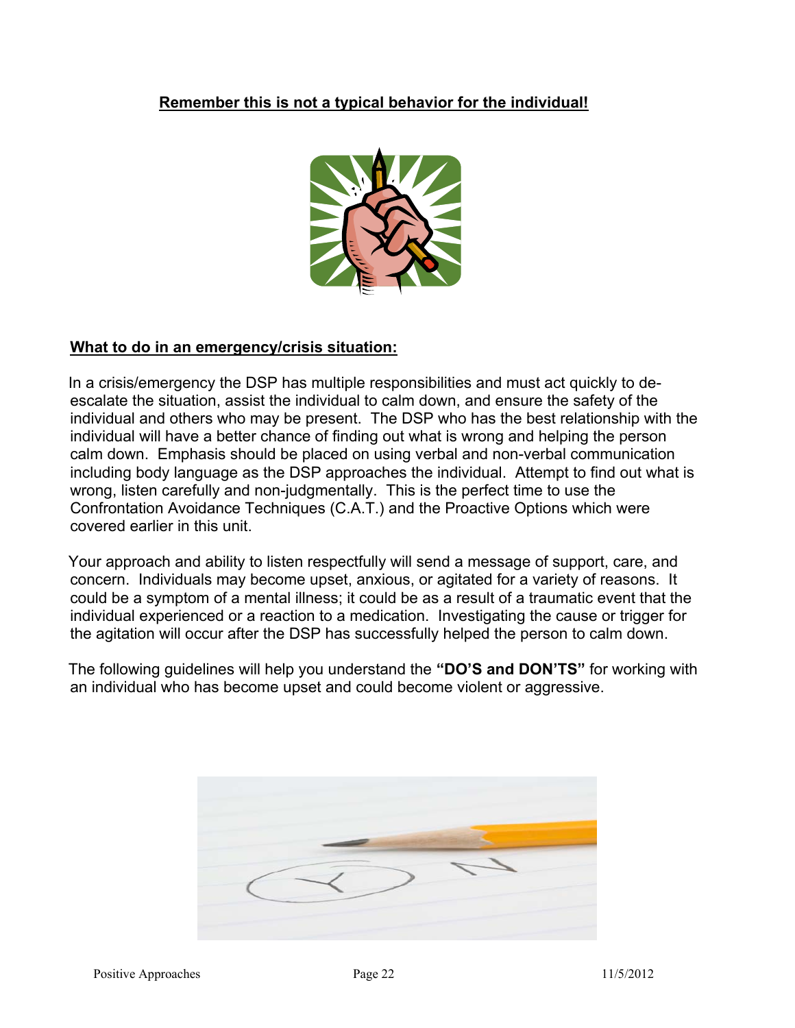**Remember this is not a typical behavior for the individual!**

**What to do in an emergency/crisis situation:**

In a crisis/emergency the DSP has multiple responsibilities and must act quickly to de-escalate the situation, assist the individual to calm down, and ensure the safety of the individual and others who may be present. The DSP who has the best relationship with the individual will have a better chance of finding out what is wrong and helping the person calm down. Emphasis should be placed on using verbal and non-verbal communication including body language as the DSP approaches the individual. Attempt to find out what is wrong, listen carefully and non-judgmentally. This is the perfect time to use the Confrontation Avoidance Techniques (C.A.T.) and the Proactive Options which were covered earlier in this unit.

Your approach and ability to listen respectfully will send a message of support, care, and concern. Individuals may become upset, anxious, or agitated for a variety of reasons. It could be a symptom of a mental illness; it could be as a result of a traumatic event that the individual experienced or a reaction to a medication. Investigating the cause or trigger for the agitation will occur after the DSP has successfully helped the person to calm down.

The following guidelines will help you understand the **"DO'S and DON'TS"** for working with an individual who has become upset and could become violent or aggressive.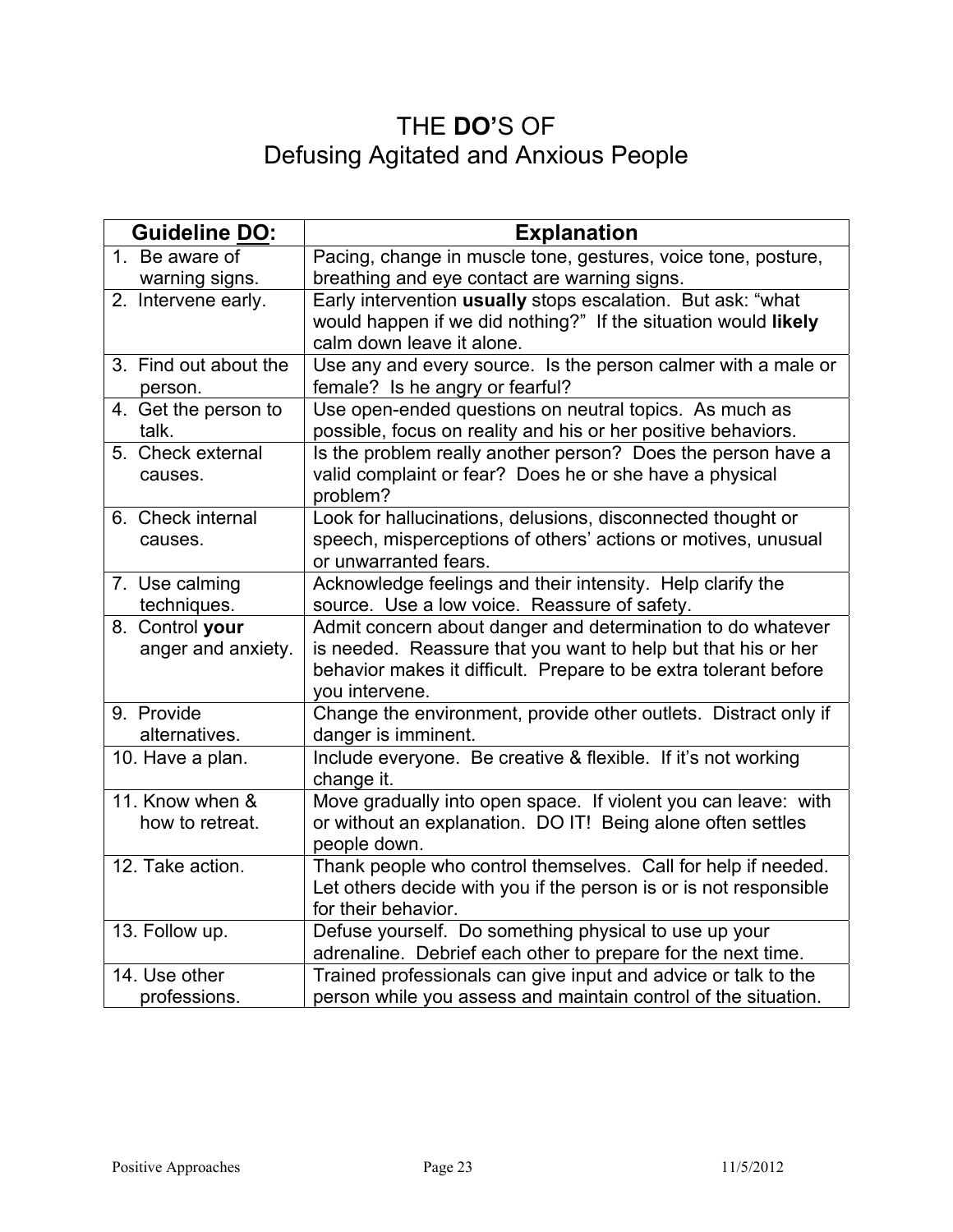# THE **DO'**S OF
# Defusing Agitated and Anxious People

| Guideline DO: | Explanation |
|---|---|
| 1. Be aware of warning signs. | Pacing, change in muscle tone, gestures, voice tone, posture, breathing and eye contact are warning signs. |
| 2. Intervene early. | Early intervention **usually** stops escalation. But ask: "what would happen if we did nothing?" If the situation would **likely** calm down leave it alone. |
| 3. Find out about the person. | Use any and every source. Is the person calmer with a male or female? Is he angry or fearful? |
| 4. Get the person to talk. | Use open-ended questions on neutral topics. As much as possible, focus on reality and his or her positive behaviors. |
| 5. Check external causes. | Is the problem really another person? Does the person have a valid complaint or fear? Does he or she have a physical problem? |
| 6. Check internal causes. | Look for hallucinations, delusions, disconnected thought or speech, misperceptions of others' actions or motives, unusual or unwarranted fears. |
| 7. Use calming techniques. | Acknowledge feelings and their intensity. Help clarify the source. Use a low voice. Reassure of safety. |
| 8. Control **your** anger and anxiety. | Admit concern about danger and determination to do whatever is needed. Reassure that you want to help but that his or her behavior makes it difficult. Prepare to be extra tolerant before you intervene. |
| 9. Provide alternatives. | Change the environment, provide other outlets. Distract only if danger is imminent. |
| 10. Have a plan. | Include everyone. Be creative & flexible. If it's not working change it. |
| 11. Know when & how to retreat. | Move gradually into open space. If violent you can leave: with or without an explanation. DO IT! Being alone often settles people down. |
| 12. Take action. | Thank people who control themselves. Call for help if needed. Let others decide with you if the person is or is not responsible for their behavior. |
| 13. Follow up. | Defuse yourself. Do something physical to use up your adrenaline. Debrief each other to prepare for the next time. |
| 14. Use other professions. | Trained professionals can give input and advice or talk to the person while you assess and maintain control of the situation. |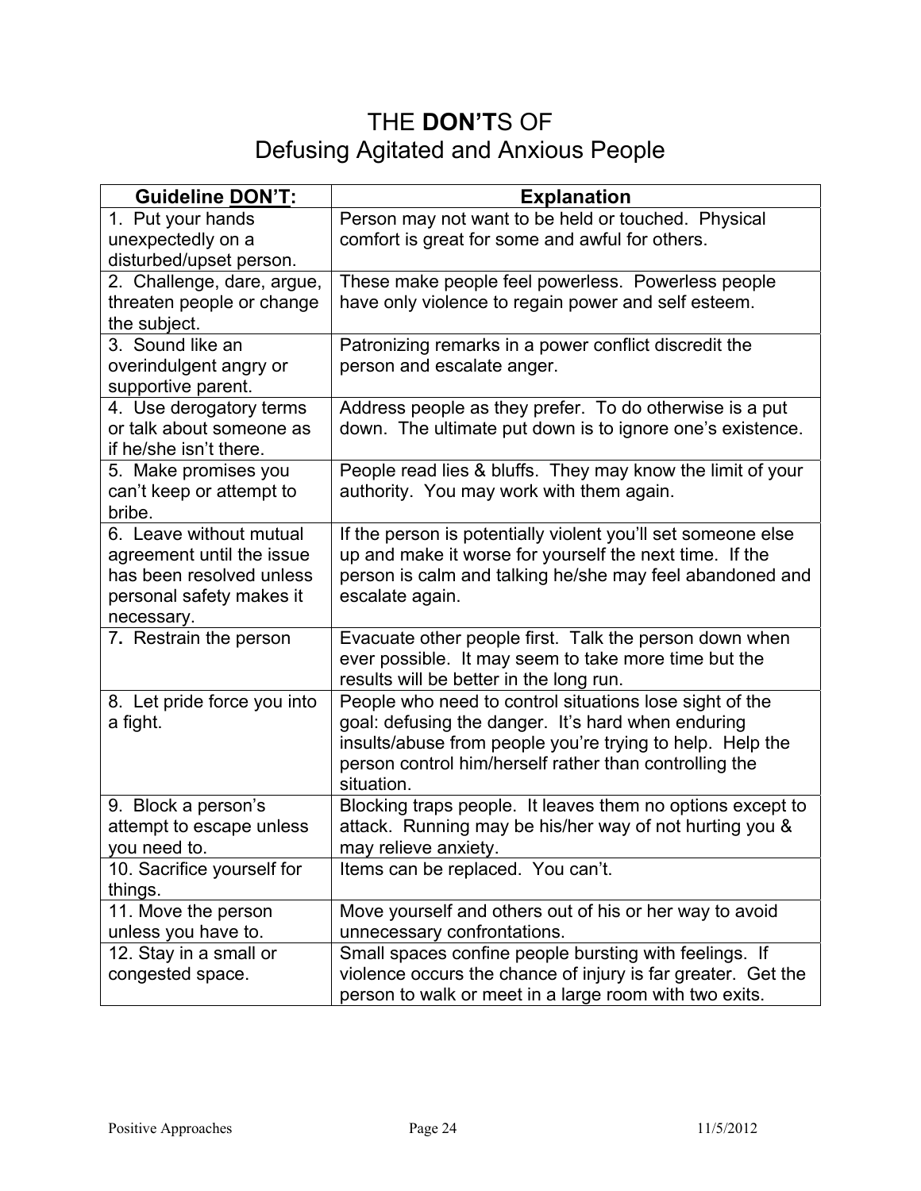# THE **DON'T**S OF
# Defusing Agitated and Anxious People

| **Guideline <u>DON'T</u>:** | **Explanation** |
|---|---|
| 1. Put your hands unexpectedly on a disturbed/upset person. | Person may not want to be held or touched. Physical comfort is great for some and awful for others. |
| 2. Challenge, dare, argue, threaten people or change the subject. | These make people feel powerless. Powerless people have only violence to regain power and self esteem. |
| 3. Sound like an overindulgent angry or supportive parent. | Patronizing remarks in a power conflict discredit the person and escalate anger. |
| 4. Use derogatory terms or talk about someone as if he/she isn't there. | Address people as they prefer. To do otherwise is a put down. The ultimate put down is to ignore one's existence. |
| 5. Make promises you can't keep or attempt to bribe. | People read lies & bluffs. They may know the limit of your authority. You may work with them again. |
| 6. Leave without mutual agreement until the issue has been resolved unless personal safety makes it necessary. | If the person is potentially violent you'll set someone else up and make it worse for yourself the next time. If the person is calm and talking he/she may feel abandoned and escalate again. |
| 7**.** Restrain the person | Evacuate other people first. Talk the person down when ever possible. It may seem to take more time but the results will be better in the long run. |
| 8. Let pride force you into a fight. | People who need to control situations lose sight of the goal: defusing the danger. It's hard when enduring insults/abuse from people you're trying to help. Help the person control him/herself rather than controlling the situation. |
| 9. Block a person's attempt to escape unless you need to. | Blocking traps people. It leaves them no options except to attack. Running may be his/her way of not hurting you & may relieve anxiety. |
| 10. Sacrifice yourself for things. | Items can be replaced. You can't. |
| 11. Move the person unless you have to. | Move yourself and others out of his or her way to avoid unnecessary confrontations. |
| 12. Stay in a small or congested space. | Small spaces confine people bursting with feelings. If violence occurs the chance of injury is far greater. Get the person to walk or meet in a large room with two exits. |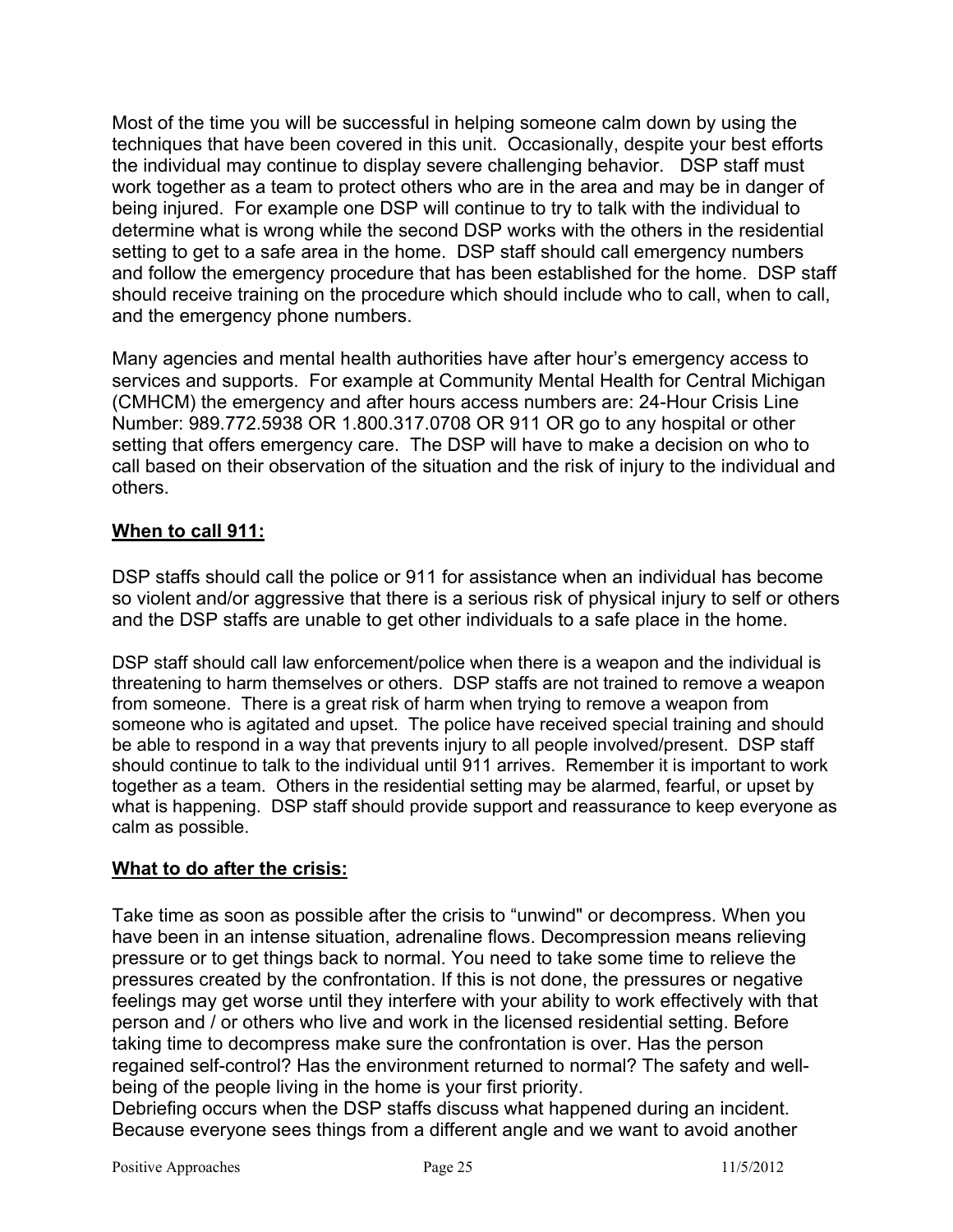Most of the time you will be successful in helping someone calm down by using the techniques that have been covered in this unit. Occasionally, despite your best efforts the individual may continue to display severe challenging behavior. DSP staff must work together as a team to protect others who are in the area and may be in danger of being injured. For example one DSP will continue to try to talk with the individual to determine what is wrong while the second DSP works with the others in the residential setting to get to a safe area in the home. DSP staff should call emergency numbers and follow the emergency procedure that has been established for the home. DSP staff should receive training on the procedure which should include who to call, when to call, and the emergency phone numbers.

Many agencies and mental health authorities have after hour's emergency access to services and supports. For example at Community Mental Health for Central Michigan (CMHCM) the emergency and after hours access numbers are: 24-Hour Crisis Line Number: 989.772.5938 OR 1.800.317.0708 OR 911 OR go to any hospital or other setting that offers emergency care. The DSP will have to make a decision on who to call based on their observation of the situation and the risk of injury to the individual and others.

**When to call 911:**

DSP staffs should call the police or 911 for assistance when an individual has become so violent and/or aggressive that there is a serious risk of physical injury to self or others and the DSP staffs are unable to get other individuals to a safe place in the home.

DSP staff should call law enforcement/police when there is a weapon and the individual is threatening to harm themselves or others. DSP staffs are not trained to remove a weapon from someone. There is a great risk of harm when trying to remove a weapon from someone who is agitated and upset. The police have received special training and should be able to respond in a way that prevents injury to all people involved/present. DSP staff should continue to talk to the individual until 911 arrives. Remember it is important to work together as a team. Others in the residential setting may be alarmed, fearful, or upset by what is happening. DSP staff should provide support and reassurance to keep everyone as calm as possible.

**What to do after the crisis:**

Take time as soon as possible after the crisis to "unwind" or decompress. When you have been in an intense situation, adrenaline flows. Decompression means relieving pressure or to get things back to normal. You need to take some time to relieve the pressures created by the confrontation. If this is not done, the pressures or negative feelings may get worse until they interfere with your ability to work effectively with that person and / or others who live and work in the licensed residential setting. Before taking time to decompress make sure the confrontation is over. Has the person regained self-control? Has the environment returned to normal? The safety and well-being of the people living in the home is your first priority.
Debriefing occurs when the DSP staffs discuss what happened during an incident. Because everyone sees things from a different angle and we want to avoid another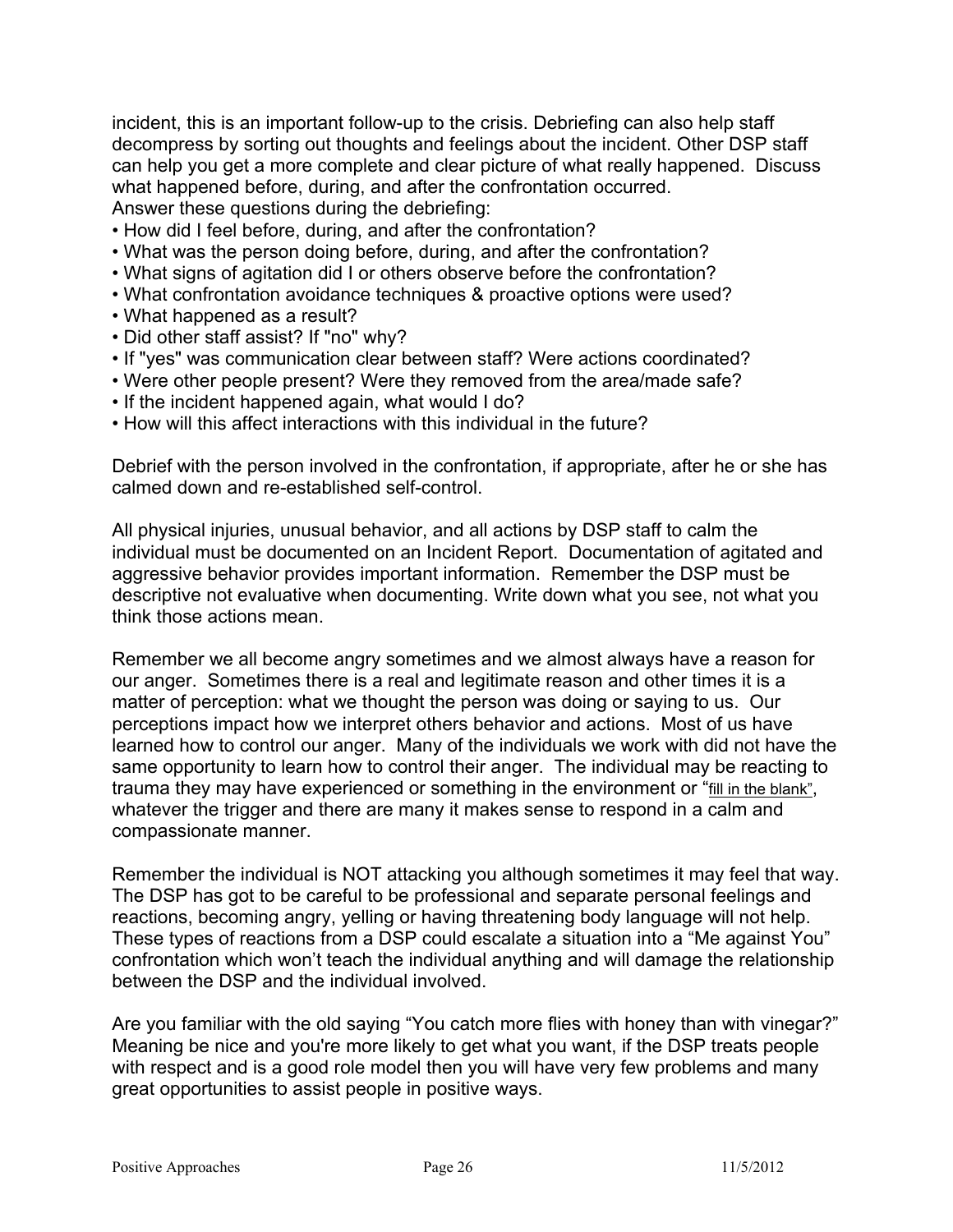incident, this is an important follow-up to the crisis. Debriefing can also help staff decompress by sorting out thoughts and feelings about the incident. Other DSP staff can help you get a more complete and clear picture of what really happened. Discuss what happened before, during, and after the confrontation occurred.
Answer these questions during the debriefing:

- How did I feel before, during, and after the confrontation?
- What was the person doing before, during, and after the confrontation?
- What signs of agitation did I or others observe before the confrontation?
- What confrontation avoidance techniques & proactive options were used?
- What happened as a result?
- Did other staff assist? If "no" why?
- If "yes" was communication clear between staff? Were actions coordinated?
- Were other people present? Were they removed from the area/made safe?
- If the incident happened again, what would I do?
- How will this affect interactions with this individual in the future?

Debrief with the person involved in the confrontation, if appropriate, after he or she has calmed down and re-established self-control.

All physical injuries, unusual behavior, and all actions by DSP staff to calm the individual must be documented on an Incident Report. Documentation of agitated and aggressive behavior provides important information. Remember the DSP must be descriptive not evaluative when documenting. Write down what you see, not what you think those actions mean.

Remember we all become angry sometimes and we almost always have a reason for our anger. Sometimes there is a real and legitimate reason and other times it is a matter of perception: what we thought the person was doing or saying to us. Our perceptions impact how we interpret others behavior and actions. Most of us have learned how to control our anger. Many of the individuals we work with did not have the same opportunity to learn how to control their anger. The individual may be reacting to trauma they may have experienced or something in the environment or "fill in the blank", whatever the trigger and there are many it makes sense to respond in a calm and compassionate manner.

Remember the individual is NOT attacking you although sometimes it may feel that way. The DSP has got to be careful to be professional and separate personal feelings and reactions, becoming angry, yelling or having threatening body language will not help. These types of reactions from a DSP could escalate a situation into a "Me against You" confrontation which won't teach the individual anything and will damage the relationship between the DSP and the individual involved.

Are you familiar with the old saying "You catch more flies with honey than with vinegar?" Meaning be nice and you're more likely to get what you want, if the DSP treats people with respect and is a good role model then you will have very few problems and many great opportunities to assist people in positive ways.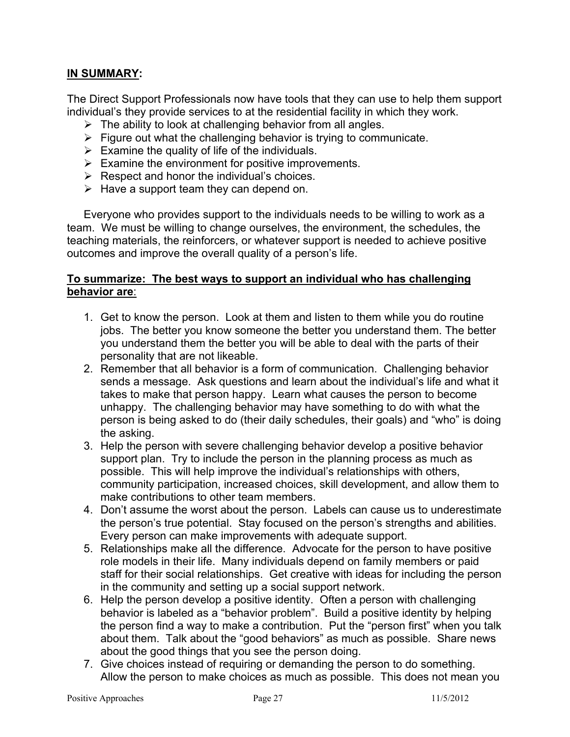**<u>IN SUMMARY</u>:**

The Direct Support Professionals now have tools that they can use to help them support individual's they provide services to at the residential facility in which they work.

- The ability to look at challenging behavior from all angles.
- Figure out what the challenging behavior is trying to communicate.
- Examine the quality of life of the individuals.
- Examine the environment for positive improvements.
- Respect and honor the individual's choices.
- Have a support team they can depend on.

Everyone who provides support to the individuals needs to be willing to work as a team. We must be willing to change ourselves, the environment, the schedules, the teaching materials, the reinforcers, or whatever support is needed to achieve positive outcomes and improve the overall quality of a person's life.

**<u>To summarize: The best ways to support an individual who has challenging behavior are</u>**:

1. Get to know the person. Look at them and listen to them while you do routine jobs. The better you know someone the better you understand them. The better you understand them the better you will be able to deal with the parts of their personality that are not likeable.
2. Remember that all behavior is a form of communication. Challenging behavior sends a message. Ask questions and learn about the individual's life and what it takes to make that person happy. Learn what causes the person to become unhappy. The challenging behavior may have something to do with what the person is being asked to do (their daily schedules, their goals) and "who" is doing the asking.
3. Help the person with severe challenging behavior develop a positive behavior support plan. Try to include the person in the planning process as much as possible. This will help improve the individual's relationships with others, community participation, increased choices, skill development, and allow them to make contributions to other team members.
4. Don't assume the worst about the person. Labels can cause us to underestimate the person's true potential. Stay focused on the person's strengths and abilities. Every person can make improvements with adequate support.
5. Relationships make all the difference. Advocate for the person to have positive role models in their life. Many individuals depend on family members or paid staff for their social relationships. Get creative with ideas for including the person in the community and setting up a social support network.
6. Help the person develop a positive identity. Often a person with challenging behavior is labeled as a "behavior problem". Build a positive identity by helping the person find a way to make a contribution. Put the "person first" when you talk about them. Talk about the "good behaviors" as much as possible. Share news about the good things that you see the person doing.
7. Give choices instead of requiring or demanding the person to do something. Allow the person to make choices as much as possible. This does not mean you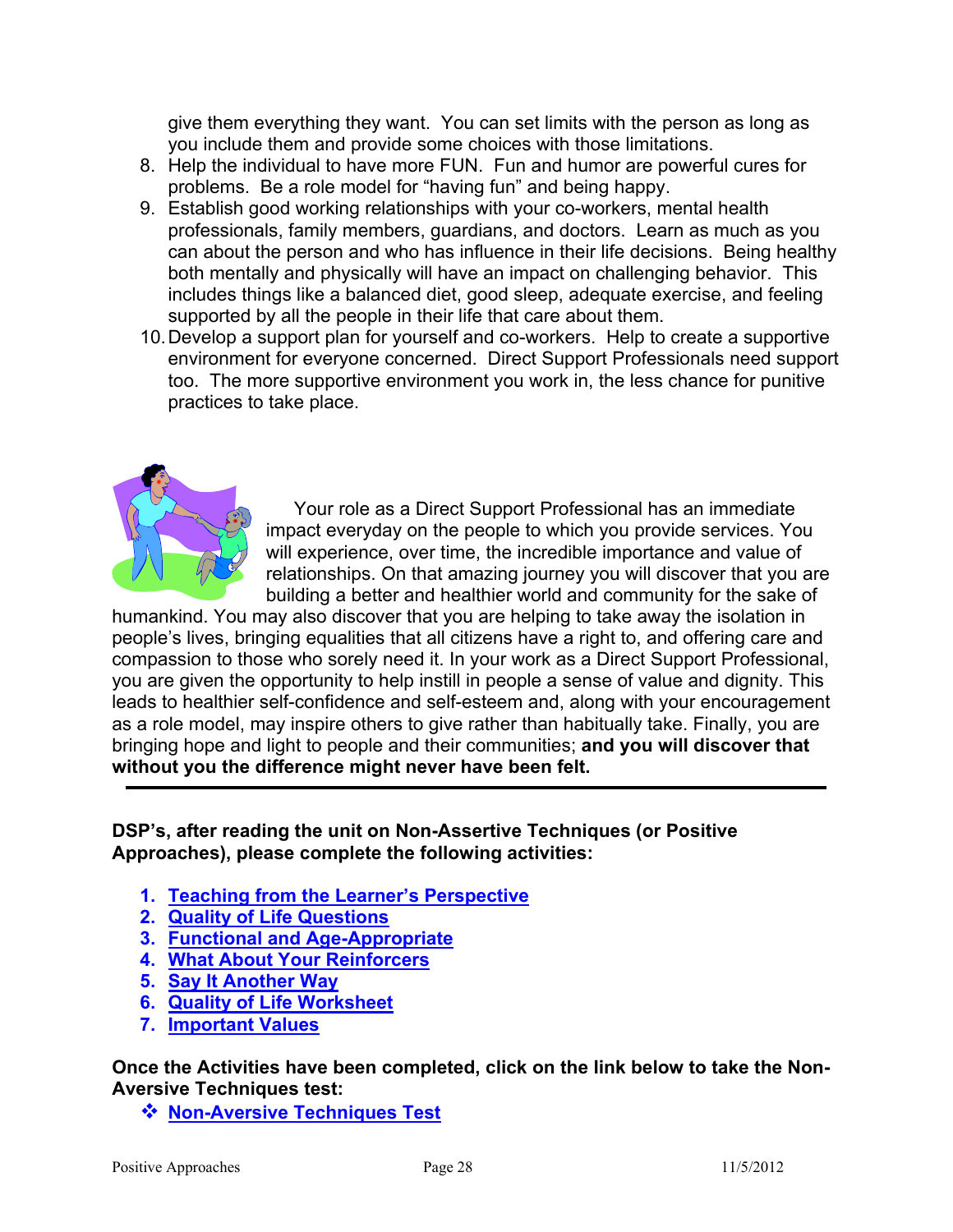give them everything they want. You can set limits with the person as long as you include them and provide some choices with those limitations.

8. Help the individual to have more FUN. Fun and humor are powerful cures for problems. Be a role model for “having fun” and being happy.
9. Establish good working relationships with your co-workers, mental health professionals, family members, guardians, and doctors. Learn as much as you can about the person and who has influence in their life decisions. Being healthy both mentally and physically will have an impact on challenging behavior. This includes things like a balanced diet, good sleep, adequate exercise, and feeling supported by all the people in their life that care about them.
10. Develop a support plan for yourself and co-workers. Help to create a supportive environment for everyone concerned. Direct Support Professionals need support too. The more supportive environment you work in, the less chance for punitive practices to take place.

Your role as a Direct Support Professional has an immediate impact everyday on the people to which you provide services. You will experience, over time, the incredible importance and value of relationships. On that amazing journey you will discover that you are building a better and healthier world and community for the sake of humankind. You may also discover that you are helping to take away the isolation in people’s lives, bringing equalities that all citizens have a right to, and offering care and compassion to those who sorely need it. In your work as a Direct Support Professional, you are given the opportunity to help instill in people a sense of value and dignity. This leads to healthier self-confidence and self-esteem and, along with your encouragement as a role model, may inspire others to give rather than habitually take. Finally, you are bringing hope and light to people and their communities; **and you will discover that without you the difference might never have been felt.**

---

**DSP’s, after reading the unit on Non-Assertive Techniques (or Positive Approaches), please complete the following activities:**

1. **Teaching from the Learner’s Perspective**
2. **Quality of Life Questions**
3. **Functional and Age-Appropriate**
4. **What About Your Reinforcers**
5. **Say It Another Way**
6. **Quality of Life Worksheet**
7. **Important Values**

**Once the Activities have been completed, click on the link below to take the Non-Aversive Techniques test:**

- **Non-Aversive Techniques Test**